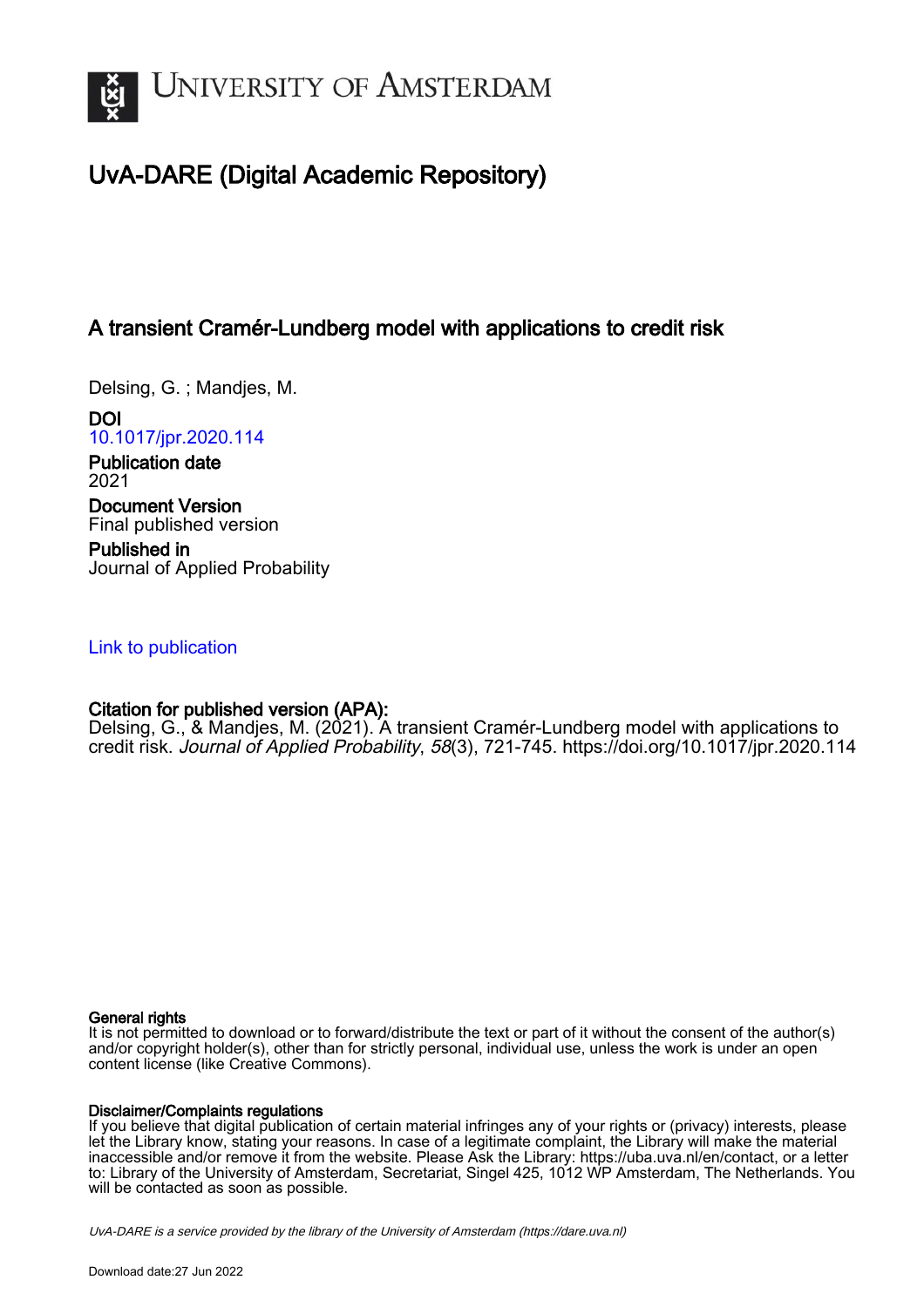UNIVERSITY OF AMSTERDAM

# UvA-DARE (Digital Academic Repository)

## A transient Cramér-Lundberg model with applications to credit risk

Delsing, G. ; Mandjes, M.

**DOI**
10.1017/jpr.2020.114

**Publication date**
2021

**Document Version**
Final published version

**Published in**
Journal of Applied Probability

Link to publication

**Citation for published version (APA):**
Delsing, G., & Mandjes, M. (2021). A transient Cramér-Lundberg model with applications to credit risk. *Journal of Applied Probability*, *58*(3), 721-745. https://doi.org/10.1017/jpr.2020.114

**General rights**
It is not permitted to download or to forward/distribute the text or part of it without the consent of the author(s) and/or copyright holder(s), other than for strictly personal, individual use, unless the work is under an open content license (like Creative Commons).

**Disclaimer/Complaints regulations**
If you believe that digital publication of certain material infringes any of your rights or (privacy) interests, please let the Library know, stating your reasons. In case of a legitimate complaint, the Library will make the material inaccessible and/or remove it from the website. Please Ask the Library: https://uba.uva.nl/en/contact, or a letter to: Library of the University of Amsterdam, Secretariat, Singel 425, 1012 WP Amsterdam, The Netherlands. You will be contacted as soon as possible.

*UvA-DARE is a service provided by the library of the University of Amsterdam (https://dare.uva.nl)*

Download date:27 Jun 2022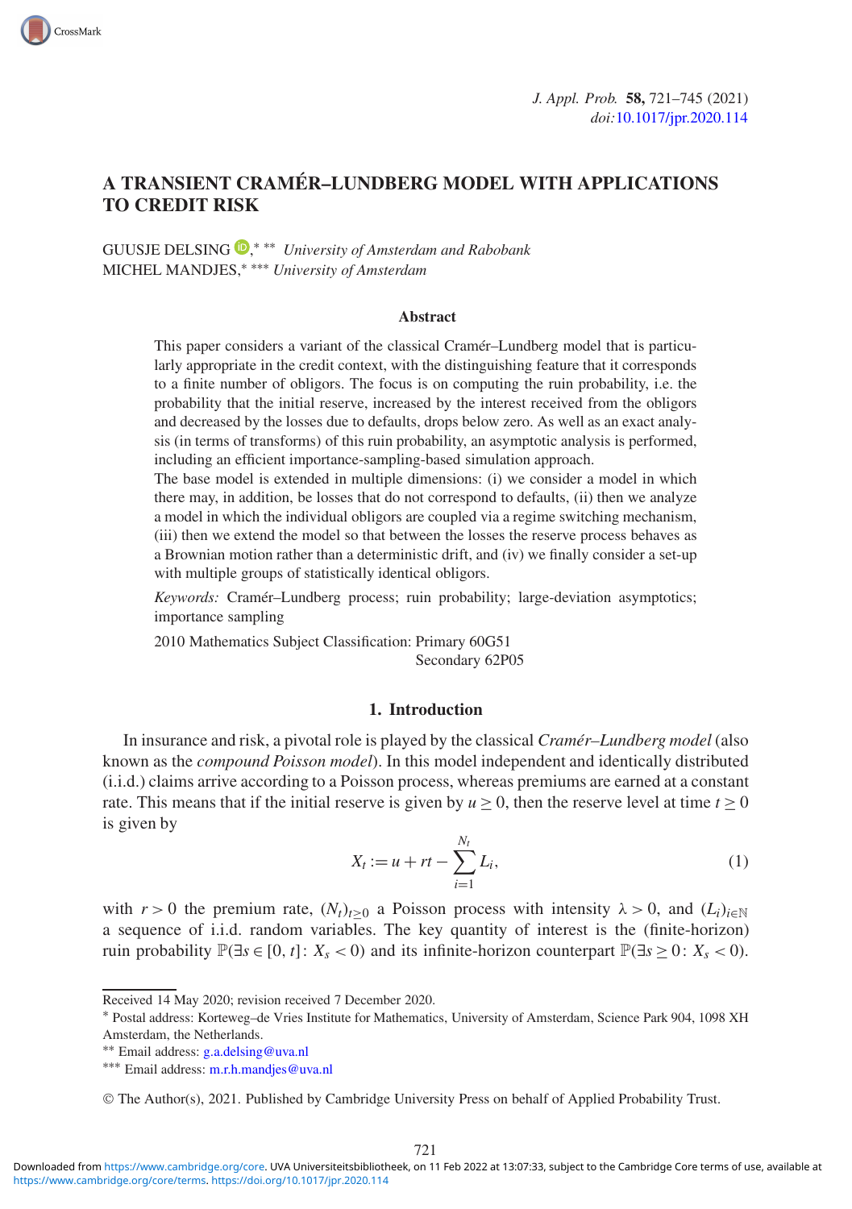# A TRANSIENT CRAMÉR–LUNDBERG MODEL WITH APPLICATIONS TO CREDIT RISK

GUUSJE DELSING,[\*] [\*\*] *University of Amsterdam and Rabobank*
MICHEL MANDJES,[\*] [\*\*\*] *University of Amsterdam*

### Abstract

This paper considers a variant of the classical Cramér–Lundberg model that is particularly appropriate in the credit context, with the distinguishing feature that it corresponds to a finite number of obligors. The focus is on computing the ruin probability, i.e. the probability that the initial reserve, increased by the interest received from the obligors and decreased by the losses due to defaults, drops below zero. As well as an exact analysis (in terms of transforms) of this ruin probability, an asymptotic analysis is performed, including an efficient importance-sampling-based simulation approach.

The base model is extended in multiple dimensions: (i) we consider a model in which there may, in addition, be losses that do not correspond to defaults, (ii) then we analyze a model in which the individual obligors are coupled via a regime switching mechanism, (iii) then we extend the model so that between the losses the reserve process behaves as a Brownian motion rather than a deterministic drift, and (iv) we finally consider a set-up with multiple groups of statistically identical obligors.

*Keywords:* Cramér–Lundberg process; ruin probability; large-deviation asymptotics; importance sampling

2010 Mathematics Subject Classification: Primary 60G51
Secondary 62P05

## 1. Introduction

In insurance and risk, a pivotal role is played by the classical *Cramér–Lundberg model* (also known as the *compound Poisson model*). In this model independent and identically distributed (i.i.d.) claims arrive according to a Poisson process, whereas premiums are earned at a constant rate. This means that if the initial reserve is given by $u \geq 0$, then the reserve level at time $t \geq 0$ is given by

$$X_t := u + rt - \sum_{i=1}^{N_t} L_i, \tag{1}$$

with $r > 0$ the premium rate, $(N_t)_{t \geq 0}$ a Poisson process with intensity $\lambda > 0$, and $(L_i)_{i \in \mathbb{N}}$ a sequence of i.i.d. random variables. The key quantity of interest is the (finite-horizon) ruin probability $\mathbb{P}(\exists s \in [0, t]\colon X_s < 0)$ and its infinite-horizon counterpart $\mathbb{P}(\exists s \geq 0\colon X_s < 0)$.

Received 14 May 2020; revision received 7 December 2020.
[\*] Postal address: Korteweg–de Vries Institute for Mathematics, University of Amsterdam, Science Park 904, 1098 XH Amsterdam, the Netherlands.
[\*\*] Email address: g.a.delsing@uva.nl
[\*\*\*] Email address: m.r.h.mandjes@uva.nl

© The Author(s), 2021. Published by Cambridge University Press on behalf of Applied Probability Trust.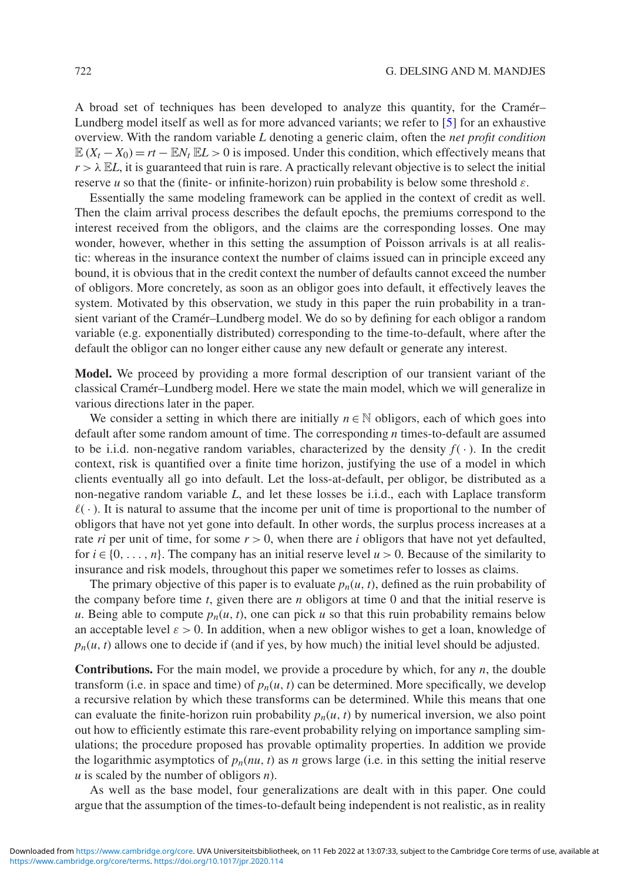A broad set of techniques has been developed to analyze this quantity, for the Cramér–Lundberg model itself as well as for more advanced variants; we refer to [5] for an exhaustive overview. With the random variable $L$ denoting a generic claim, often the *net profit condition* $\mathbb{E}\,(X_t - X_0) = rt - \mathbb{E}N_t\,\mathbb{E}L > 0$ is imposed. Under this condition, which effectively means that $r > \lambda\,\mathbb{E}L$, it is guaranteed that ruin is rare. A practically relevant objective is to select the initial reserve $u$ so that the (finite- or infinite-horizon) ruin probability is below some threshold $\varepsilon$.

Essentially the same modeling framework can be applied in the context of credit as well. Then the claim arrival process describes the default epochs, the premiums correspond to the interest received from the obligors, and the claims are the corresponding losses. One may wonder, however, whether in this setting the assumption of Poisson arrivals is at all realistic: whereas in the insurance context the number of claims issued can in principle exceed any bound, it is obvious that in the credit context the number of defaults cannot exceed the number of obligors. More concretely, as soon as an obligor goes into default, it effectively leaves the system. Motivated by this observation, we study in this paper the ruin probability in a transient variant of the Cramér–Lundberg model. We do so by defining for each obligor a random variable (e.g. exponentially distributed) corresponding to the time-to-default, where after the default the obligor can no longer either cause any new default or generate any interest.

**Model.** We proceed by providing a more formal description of our transient variant of the classical Cramér–Lundberg model. Here we state the main model, which we will generalize in various directions later in the paper.

We consider a setting in which there are initially $n \in \mathbb{N}$ obligors, each of which goes into default after some random amount of time. The corresponding $n$ times-to-default are assumed to be i.i.d. non-negative random variables, characterized by the density $f(\cdot)$. In the credit context, risk is quantified over a finite time horizon, justifying the use of a model in which clients eventually all go into default. Let the loss-at-default, per obligor, be distributed as a non-negative random variable $L$, and let these losses be i.i.d., each with Laplace transform $\ell(\cdot)$. It is natural to assume that the income per unit of time is proportional to the number of obligors that have not yet gone into default. In other words, the surplus process increases at a rate $ri$ per unit of time, for some $r > 0$, when there are $i$ obligors that have not yet defaulted, for $i \in \{0, \ldots, n\}$. The company has an initial reserve level $u > 0$. Because of the similarity to insurance and risk models, throughout this paper we sometimes refer to losses as claims.

The primary objective of this paper is to evaluate $p_n(u, t)$, defined as the ruin probability of the company before time $t$, given there are $n$ obligors at time 0 and that the initial reserve is $u$. Being able to compute $p_n(u, t)$, one can pick $u$ so that this ruin probability remains below an acceptable level $\varepsilon > 0$. In addition, when a new obligor wishes to get a loan, knowledge of $p_n(u, t)$ allows one to decide if (and if yes, by how much) the initial level should be adjusted.

**Contributions.** For the main model, we provide a procedure by which, for any $n$, the double transform (i.e. in space and time) of $p_n(u, t)$ can be determined. More specifically, we develop a recursive relation by which these transforms can be determined. While this means that one can evaluate the finite-horizon ruin probability $p_n(u, t)$ by numerical inversion, we also point out how to efficiently estimate this rare-event probability relying on importance sampling simulations; the procedure proposed has provable optimality properties. In addition we provide the logarithmic asymptotics of $p_n(nu, t)$ as $n$ grows large (i.e. in this setting the initial reserve $u$ is scaled by the number of obligors $n$).

As well as the base model, four generalizations are dealt with in this paper. One could argue that the assumption of the times-to-default being independent is not realistic, as in reality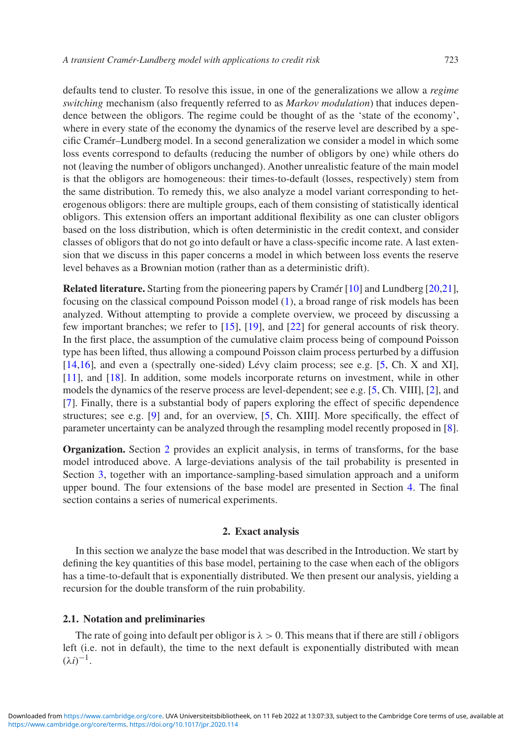defaults tend to cluster. To resolve this issue, in one of the generalizations we allow a *regime switching* mechanism (also frequently referred to as *Markov modulation*) that induces dependence between the obligors. The regime could be thought of as the 'state of the economy', where in every state of the economy the dynamics of the reserve level are described by a specific Cramér–Lundberg model. In a second generalization we consider a model in which some loss events correspond to defaults (reducing the number of obligors by one) while others do not (leaving the number of obligors unchanged). Another unrealistic feature of the main model is that the obligors are homogeneous: their times-to-default (losses, respectively) stem from the same distribution. To remedy this, we also analyze a model variant corresponding to heterogenous obligors: there are multiple groups, each of them consisting of statistically identical obligors. This extension offers an important additional flexibility as one can cluster obligors based on the loss distribution, which is often deterministic in the credit context, and consider classes of obligors that do not go into default or have a class-specific income rate. A last extension that we discuss in this paper concerns a model in which between loss events the reserve level behaves as a Brownian motion (rather than as a deterministic drift).

**Related literature.** Starting from the pioneering papers by Cramér [10] and Lundberg [20,21], focusing on the classical compound Poisson model (1), a broad range of risk models has been analyzed. Without attempting to provide a complete overview, we proceed by discussing a few important branches; we refer to [15], [19], and [22] for general accounts of risk theory. In the first place, the assumption of the cumulative claim process being of compound Poisson type has been lifted, thus allowing a compound Poisson claim process perturbed by a diffusion [14,16], and even a (spectrally one-sided) Lévy claim process; see e.g. [5, Ch. X and XI], [11], and [18]. In addition, some models incorporate returns on investment, while in other models the dynamics of the reserve process are level-dependent; see e.g. [5, Ch. VIII], [2], and [7]. Finally, there is a substantial body of papers exploring the effect of specific dependence structures; see e.g. [9] and, for an overview, [5, Ch. XIII]. More specifically, the effect of parameter uncertainty can be analyzed through the resampling model recently proposed in [8].

**Organization.** Section 2 provides an explicit analysis, in terms of transforms, for the base model introduced above. A large-deviations analysis of the tail probability is presented in Section 3, together with an importance-sampling-based simulation approach and a uniform upper bound. The four extensions of the base model are presented in Section 4. The final section contains a series of numerical experiments.

## 2. Exact analysis

In this section we analyze the base model that was described in the Introduction. We start by defining the key quantities of this base model, pertaining to the case when each of the obligors has a time-to-default that is exponentially distributed. We then present our analysis, yielding a recursion for the double transform of the ruin probability.

### 2.1. Notation and preliminaries

The rate of going into default per obligor is $\lambda > 0$. This means that if there are still $i$ obligors left (i.e. not in default), the time to the next default is exponentially distributed with mean $(\lambda i)^{-1}$.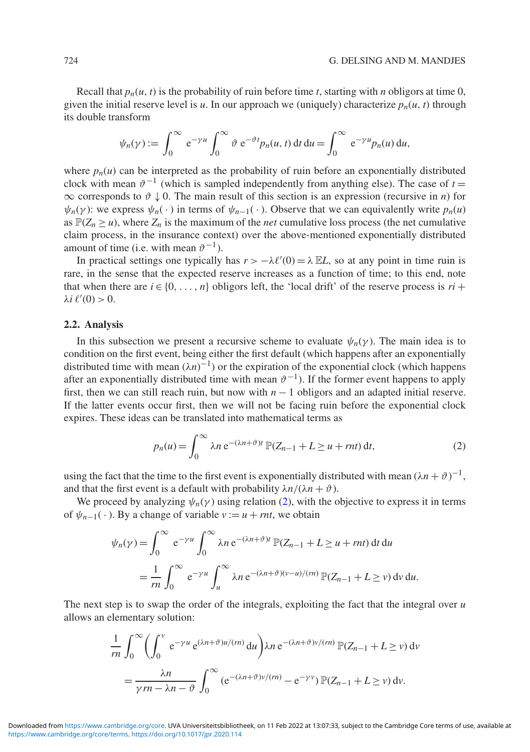Recall that $p_n(u, t)$ is the probability of ruin before time $t$, starting with $n$ obligors at time 0, given the initial reserve level is $u$. In our approach we (uniquely) characterize $p_n(u, t)$ through its double transform

$$\psi_n(\gamma) := \int_0^\infty \mathrm{e}^{-\gamma u} \int_0^\infty \vartheta\, \mathrm{e}^{-\vartheta t} p_n(u, t)\, \mathrm{d}t\, \mathrm{d}u = \int_0^\infty \mathrm{e}^{-\gamma u} p_n(u)\, \mathrm{d}u,$$

where $p_n(u)$ can be interpreted as the probability of ruin before an exponentially distributed clock with mean $\vartheta^{-1}$ (which is sampled independently from anything else). The case of $t = \infty$ corresponds to $\vartheta \downarrow 0$. The main result of this section is an expression (recursive in $n$) for $\psi_n(\gamma)$: we express $\psi_n(\cdot)$ in terms of $\psi_{n-1}(\cdot)$. Observe that we can equivalently write $p_n(u)$ as $\mathbb{P}(Z_n \geq u)$, where $Z_n$ is the maximum of the *net* cumulative loss process (the net cumulative claim process, in the insurance context) over the above-mentioned exponentially distributed amount of time (i.e. with mean $\vartheta^{-1}$).

In practical settings one typically has $r > -\lambda \ell'(0) = \lambda\, \mathbb{E}L$, so at any point in time ruin is rare, in the sense that the expected reserve increases as a function of time; to this end, note that when there are $i \in \{0, \ldots, n\}$ obligors left, the 'local drift' of the reserve process is $ri + \lambda i\, \ell'(0) > 0$.

### 2.2. Analysis

In this subsection we present a recursive scheme to evaluate $\psi_n(\gamma)$. The main idea is to condition on the first event, being either the first default (which happens after an exponentially distributed time with mean $(\lambda n)^{-1}$) or the expiration of the exponential clock (which happens after an exponentially distributed time with mean $\vartheta^{-1}$). If the former event happens to apply first, then we can still reach ruin, but now with $n-1$ obligors and an adapted initial reserve. If the latter events occur first, then we will not be facing ruin before the exponential clock expires. These ideas can be translated into mathematical terms as

$$p_n(u) = \int_0^\infty \lambda n\, \mathrm{e}^{-(\lambda n + \vartheta)t}\, \mathbb{P}(Z_{n-1} + L \geq u + rnt)\, \mathrm{d}t, \tag{2}$$

using the fact that the time to the first event is exponentially distributed with mean $(\lambda n + \vartheta)^{-1}$, and that the first event is a default with probability $\lambda n/(\lambda n + \vartheta)$.

We proceed by analyzing $\psi_n(\gamma)$ using relation (2), with the objective to express it in terms of $\psi_{n-1}(\cdot)$. By a change of variable $v := u + rnt$, we obtain

$$\begin{aligned}
\psi_n(\gamma) &= \int_0^\infty \mathrm{e}^{-\gamma u} \int_0^\infty \lambda n\, \mathrm{e}^{-(\lambda n + \vartheta)t}\, \mathbb{P}(Z_{n-1} + L \geq u + rnt)\, \mathrm{d}t\, \mathrm{d}u \\
&= \frac{1}{rn} \int_0^\infty \mathrm{e}^{-\gamma u} \int_u^\infty \lambda n\, \mathrm{e}^{-(\lambda n + \vartheta)(v-u)/(rn)}\, \mathbb{P}(Z_{n-1} + L \geq v)\, \mathrm{d}v\, \mathrm{d}u.
\end{aligned}$$

The next step is to swap the order of the integrals, exploiting the fact that the integral over $u$ allows an elementary solution:

$$\begin{aligned}
&\frac{1}{rn} \int_0^\infty \left( \int_0^v \mathrm{e}^{-\gamma u}\, \mathrm{e}^{(\lambda n + \vartheta)u/(rn)}\, \mathrm{d}u \right) \lambda n\, \mathrm{e}^{-(\lambda n + \vartheta)v/(rn)}\, \mathbb{P}(Z_{n-1} + L \geq v)\, \mathrm{d}v \\
&\quad = \frac{\lambda n}{\gamma rn - \lambda n - \vartheta} \int_0^\infty (\mathrm{e}^{-(\lambda n + \vartheta)v/(rn)} - \mathrm{e}^{-\gamma v})\, \mathbb{P}(Z_{n-1} + L \geq v)\, \mathrm{d}v.
\end{aligned}$$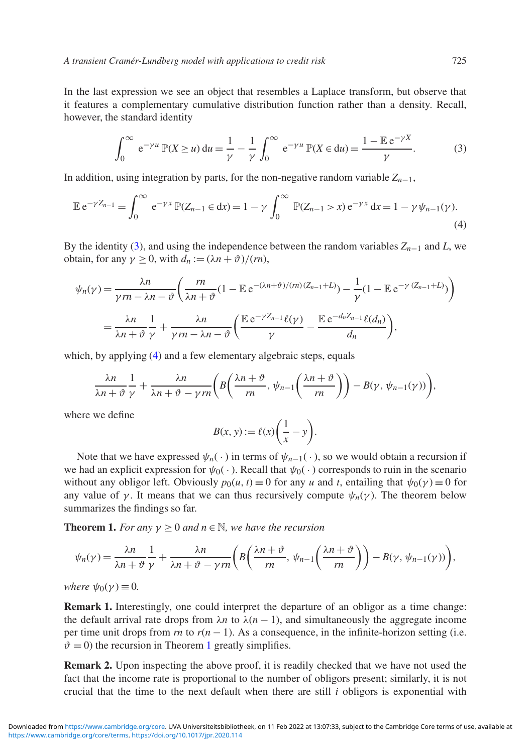In the last expression we see an object that resembles a Laplace transform, but observe that it features a complementary cumulative distribution function rather than a density. Recall, however, the standard identity

$$\int_0^\infty \mathrm{e}^{-\gamma u}\, \mathbb{P}(X \geq u)\, \mathrm{d}u = \frac{1}{\gamma} - \frac{1}{\gamma}\int_0^\infty \mathrm{e}^{-\gamma u}\, \mathbb{P}(X \in \mathrm{d}u) = \frac{1 - \mathbb{E}\,\mathrm{e}^{-\gamma X}}{\gamma}. \tag{3}$$

In addition, using integration by parts, for the non-negative random variable $Z_{n-1}$,

$$\mathbb{E}\,\mathrm{e}^{-\gamma Z_{n-1}} = \int_0^\infty \mathrm{e}^{-\gamma x}\, \mathbb{P}(Z_{n-1} \in \mathrm{d}x) = 1 - \gamma \int_0^\infty \mathbb{P}(Z_{n-1} > x)\, \mathrm{e}^{-\gamma x}\, \mathrm{d}x = 1 - \gamma\, \psi_{n-1}(\gamma). \tag{4}$$

By the identity (3), and using the independence between the random variables $Z_{n-1}$ and $L$, we obtain, for any $\gamma \geq 0$, with $d_n := (\lambda n + \vartheta)/(rn)$,

$$\begin{aligned}
\psi_n(\gamma) &= \frac{\lambda n}{\gamma rn - \lambda n - \vartheta}\left(\frac{rn}{\lambda n + \vartheta}(1 - \mathbb{E}\,\mathrm{e}^{-(\lambda n+\vartheta)/(rn)\,(Z_{n-1}+L)}) - \frac{1}{\gamma}(1 - \mathbb{E}\,\mathrm{e}^{-\gamma\,(Z_{n-1}+L)})\right)\\
&= \frac{\lambda n}{\lambda n + \vartheta}\frac{1}{\gamma} + \frac{\lambda n}{\gamma rn - \lambda n - \vartheta}\left(\frac{\mathbb{E}\,\mathrm{e}^{-\gamma Z_{n-1}}\ell(\gamma)}{\gamma} - \frac{\mathbb{E}\,\mathrm{e}^{-d_n Z_{n-1}}\ell(d_n)}{d_n}\right),
\end{aligned}$$

which, by applying (4) and a few elementary algebraic steps, equals

$$\frac{\lambda n}{\lambda n + \vartheta}\frac{1}{\gamma} + \frac{\lambda n}{\lambda n + \vartheta - \gamma rn}\left(B\left(\frac{\lambda n + \vartheta}{rn}, \psi_{n-1}\left(\frac{\lambda n + \vartheta}{rn}\right)\right) - B(\gamma, \psi_{n-1}(\gamma))\right),$$

where we define

$$B(x, y) := \ell(x)\left(\frac{1}{x} - y\right).$$

Note that we have expressed $\psi_n(\,\cdot\,)$ in terms of $\psi_{n-1}(\,\cdot\,)$, so we would obtain a recursion if we had an explicit expression for $\psi_0(\,\cdot\,)$. Recall that $\psi_0(\,\cdot\,)$ corresponds to ruin in the scenario without any obligor left. Obviously $p_0(u, t) \equiv 0$ for any $u$ and $t$, entailing that $\psi_0(\gamma) \equiv 0$ for any value of $\gamma$. It means that we can thus recursively compute $\psi_n(\gamma)$. The theorem below summarizes the findings so far.

**Theorem 1.** *For any $\gamma \geq 0$ and $n \in \mathbb{N}$, we have the recursion*

$$\psi_n(\gamma) = \frac{\lambda n}{\lambda n + \vartheta}\frac{1}{\gamma} + \frac{\lambda n}{\lambda n + \vartheta - \gamma rn}\left(B\left(\frac{\lambda n + \vartheta}{rn}, \psi_{n-1}\left(\frac{\lambda n + \vartheta}{rn}\right)\right) - B(\gamma, \psi_{n-1}(\gamma))\right),$$

*where $\psi_0(\gamma) \equiv 0$.*

**Remark 1.** Interestingly, one could interpret the departure of an obligor as a time change: the default arrival rate drops from $\lambda n$ to $\lambda(n-1)$, and simultaneously the aggregate income per time unit drops from $rn$ to $r(n-1)$. As a consequence, in the infinite-horizon setting (i.e. $\vartheta = 0$) the recursion in Theorem 1 greatly simplifies.

**Remark 2.** Upon inspecting the above proof, it is readily checked that we have not used the fact that the income rate is proportional to the number of obligors present; similarly, it is not crucial that the time to the next default when there are still $i$ obligors is exponential with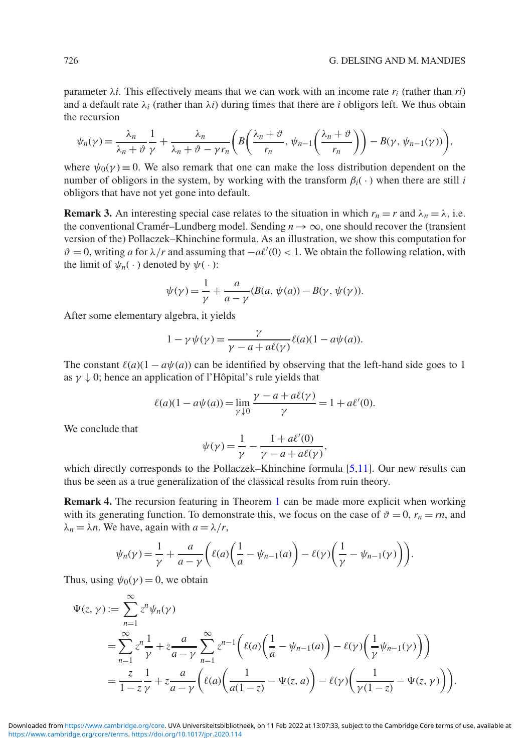parameter $\lambda i$. This effectively means that we can work with an income rate $r_i$ (rather than $ri$) and a default rate $\lambda_i$ (rather than $\lambda i$) during times that there are $i$ obligors left. We thus obtain the recursion

$$\psi_n(\gamma) = \frac{\lambda_n}{\lambda_n + \vartheta}\frac{1}{\gamma} + \frac{\lambda_n}{\lambda_n + \vartheta - \gamma r_n}\left(B\left(\frac{\lambda_n + \vartheta}{r_n}, \psi_{n-1}\left(\frac{\lambda_n + \vartheta}{r_n}\right)\right) - B(\gamma, \psi_{n-1}(\gamma))\right),$$

where $\psi_0(\gamma) \equiv 0$. We also remark that one can make the loss distribution dependent on the number of obligors in the system, by working with the transform $\beta_i(\cdot)$ when there are still $i$ obligors that have not yet gone into default.

**Remark 3.** An interesting special case relates to the situation in which $r_n = r$ and $\lambda_n = \lambda$, i.e. the conventional Cramér–Lundberg model. Sending $n \to \infty$, one should recover the (transient version of the) Pollaczek–Khinchine formula. As an illustration, we show this computation for $\vartheta = 0$, writing $a$ for $\lambda/r$ and assuming that $-a\ell'(0) < 1$. We obtain the following relation, with the limit of $\psi_n(\cdot)$ denoted by $\psi(\cdot)$:

$$\psi(\gamma) = \frac{1}{\gamma} + \frac{a}{a - \gamma}(B(a, \psi(a)) - B(\gamma, \psi(\gamma)).$$

After some elementary algebra, it yields

$$1 - \gamma\psi(\gamma) = \frac{\gamma}{\gamma - a + a\ell(\gamma)}\ell(a)(1 - a\psi(a)).$$

The constant $\ell(a)(1 - a\psi(a))$ can be identified by observing that the left-hand side goes to 1 as $\gamma \downarrow 0$; hence an application of l'Hôpital's rule yields that

$$\ell(a)(1 - a\psi(a)) = \lim_{\gamma\downarrow 0}\frac{\gamma - a + a\ell(\gamma)}{\gamma} = 1 + a\ell'(0).$$

We conclude that

$$\psi(\gamma) = \frac{1}{\gamma} - \frac{1 + a\ell'(0)}{\gamma - a + a\ell(\gamma)},$$

which directly corresponds to the Pollaczek–Khinchine formula [5,11]. Our new results can thus be seen as a true generalization of the classical results from ruin theory.

**Remark 4.** The recursion featuring in Theorem 1 can be made more explicit when working with its generating function. To demonstrate this, we focus on the case of $\vartheta = 0$, $r_n = rn$, and $\lambda_n = \lambda n$. We have, again with $a = \lambda/r$,

$$\psi_n(\gamma) = \frac{1}{\gamma} + \frac{a}{a - \gamma}\left(\ell(a)\left(\frac{1}{a} - \psi_{n-1}(a)\right) - \ell(\gamma)\left(\frac{1}{\gamma} - \psi_{n-1}(\gamma)\right)\right).$$

Thus, using $\psi_0(\gamma) = 0$, we obtain

$$\begin{aligned}
\Psi(z, \gamma) &:= \sum_{n=1}^{\infty} z^n \psi_n(\gamma) \\
&= \sum_{n=1}^{\infty} z^n \frac{1}{\gamma} + z\frac{a}{a - \gamma}\sum_{n=1}^{\infty} z^{n-1}\left(\ell(a)\left(\frac{1}{a} - \psi_{n-1}(a)\right) - \ell(\gamma)\left(\frac{1}{\gamma}\psi_{n-1}(\gamma)\right)\right) \\
&= \frac{z}{1 - z}\frac{1}{\gamma} + z\frac{a}{a - \gamma}\left(\ell(a)\left(\frac{1}{a(1 - z)} - \Psi(z, a)\right) - \ell(\gamma)\left(\frac{1}{\gamma(1 - z)} - \Psi(z, \gamma)\right)\right).
\end{aligned}$$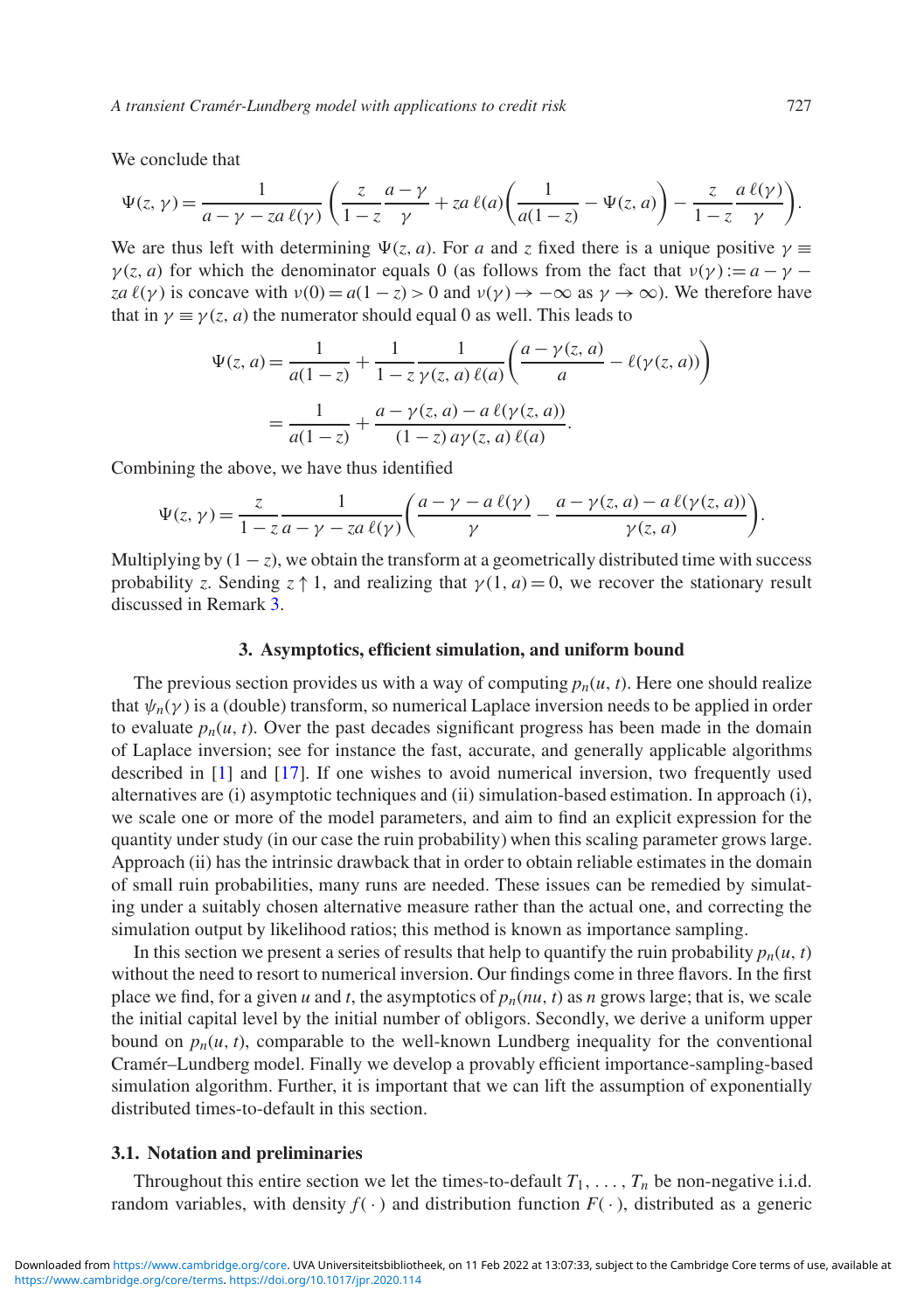We conclude that

$$\Psi(z,\gamma)=\frac{1}{a-\gamma-za\,\ell(\gamma)}\left(\frac{z}{1-z}\frac{a-\gamma}{\gamma}+za\,\ell(a)\left(\frac{1}{a(1-z)}-\Psi(z,a)\right)-\frac{z}{1-z}\frac{a\,\ell(\gamma)}{\gamma}\right).$$

We are thus left with determining $\Psi(z,a)$. For $a$ and $z$ fixed there is a unique positive $\gamma\equiv\gamma(z,a)$ for which the denominator equals 0 (as follows from the fact that $\nu(\gamma):=a-\gamma-za\,\ell(\gamma)$ is concave with $\nu(0)=a(1-z)>0$ and $\nu(\gamma)\to-\infty$ as $\gamma\to\infty$). We therefore have that in $\gamma\equiv\gamma(z,a)$ the numerator should equal 0 as well. This leads to

$$\begin{aligned}\Psi(z,a)&=\frac{1}{a(1-z)}+\frac{1}{1-z}\frac{1}{\gamma(z,a)\,\ell(a)}\left(\frac{a-\gamma(z,a)}{a}-\ell(\gamma(z,a))\right)\\&=\frac{1}{a(1-z)}+\frac{a-\gamma(z,a)-a\,\ell(\gamma(z,a))}{(1-z)\,a\gamma(z,a)\,\ell(a)}.\end{aligned}$$

Combining the above, we have thus identified

$$\Psi(z,\gamma)=\frac{z}{1-z}\frac{1}{a-\gamma-za\,\ell(\gamma)}\left(\frac{a-\gamma-a\,\ell(\gamma)}{\gamma}-\frac{a-\gamma(z,a)-a\,\ell(\gamma(z,a))}{\gamma(z,a)}\right).$$

Multiplying by $(1-z)$, we obtain the transform at a geometrically distributed time with success probability $z$. Sending $z\uparrow 1$, and realizing that $\gamma(1,a)=0$, we recover the stationary result discussed in Remark 3.

### 3. Asymptotics, efficient simulation, and uniform bound

The previous section provides us with a way of computing $p_n(u,t)$. Here one should realize that $\psi_n(\gamma)$ is a (double) transform, so numerical Laplace inversion needs to be applied in order to evaluate $p_n(u,t)$. Over the past decades significant progress has been made in the domain of Laplace inversion; see for instance the fast, accurate, and generally applicable algorithms described in [1] and [17]. If one wishes to avoid numerical inversion, two frequently used alternatives are (i) asymptotic techniques and (ii) simulation-based estimation. In approach (i), we scale one or more of the model parameters, and aim to find an explicit expression for the quantity under study (in our case the ruin probability) when this scaling parameter grows large. Approach (ii) has the intrinsic drawback that in order to obtain reliable estimates in the domain of small ruin probabilities, many runs are needed. These issues can be remedied by simulating under a suitably chosen alternative measure rather than the actual one, and correcting the simulation output by likelihood ratios; this method is known as importance sampling.

In this section we present a series of results that help to quantify the ruin probability $p_n(u,t)$ without the need to resort to numerical inversion. Our findings come in three flavors. In the first place we find, for a given $u$ and $t$, the asymptotics of $p_n(nu,t)$ as $n$ grows large; that is, we scale the initial capital level by the initial number of obligors. Secondly, we derive a uniform upper bound on $p_n(u,t)$, comparable to the well-known Lundberg inequality for the conventional Cramér–Lundberg model. Finally we develop a provably efficient importance-sampling-based simulation algorithm. Further, it is important that we can lift the assumption of exponentially distributed times-to-default in this section.

#### 3.1. Notation and preliminaries

Throughout this entire section we let the times-to-default $T_1,\ldots,T_n$ be non-negative i.i.d. random variables, with density $f(\cdot)$ and distribution function $F(\cdot)$, distributed as a generic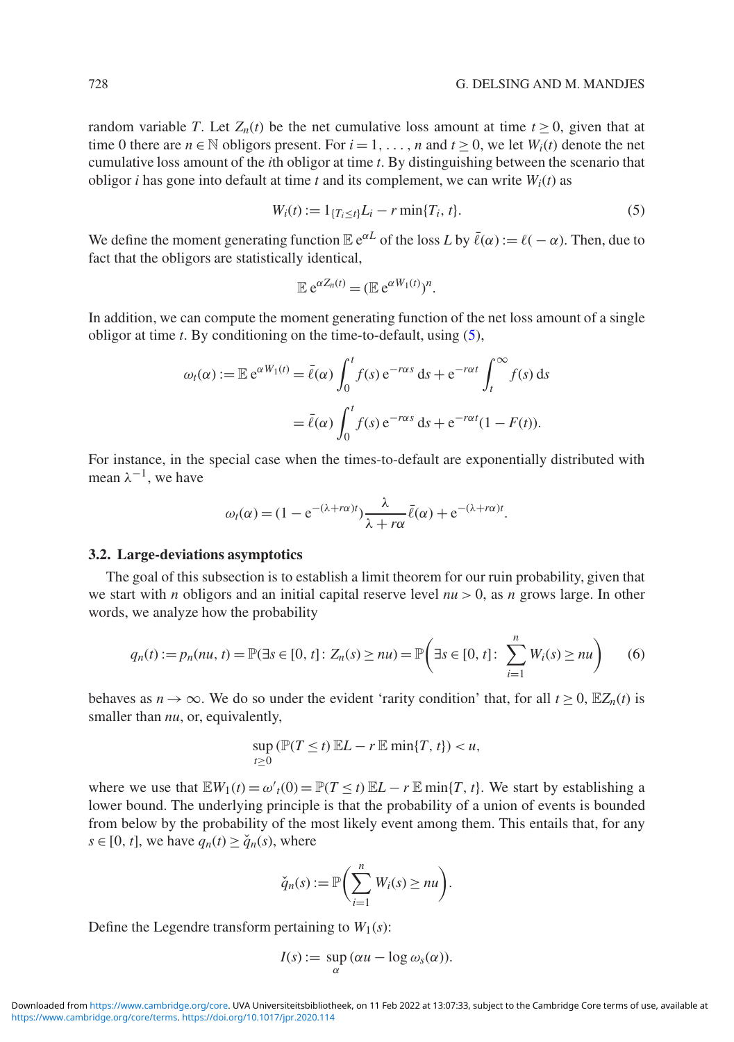random variable $T$. Let $Z_n(t)$ be the net cumulative loss amount at time $t \geq 0$, given that at time 0 there are $n \in \mathbb{N}$ obligors present. For $i = 1, \ldots, n$ and $t \geq 0$, we let $W_i(t)$ denote the net cumulative loss amount of the $i$th obligor at time $t$. By distinguishing between the scenario that obligor $i$ has gone into default at time $t$ and its complement, we can write $W_i(t)$ as

$$W_i(t) := 1_{\{T_i \leq t\}} L_i - r \min\{T_i, t\}. \tag{5}$$

We define the moment generating function $\mathbb{E}\, \mathrm{e}^{\alpha L}$ of the loss $L$ by $\bar{\ell}(\alpha) := \ell(-\alpha)$. Then, due to fact that the obligors are statistically identical,

$$\mathbb{E}\, \mathrm{e}^{\alpha Z_n(t)} = (\mathbb{E}\, \mathrm{e}^{\alpha W_1(t)})^n.$$

In addition, we can compute the moment generating function of the net loss amount of a single obligor at time $t$. By conditioning on the time-to-default, using (5),

$$\begin{aligned}
\omega_t(\alpha) := \mathbb{E}\, \mathrm{e}^{\alpha W_1(t)} &= \bar{\ell}(\alpha) \int_0^t f(s)\, \mathrm{e}^{-r\alpha s}\, \mathrm{d}s + \mathrm{e}^{-r\alpha t} \int_t^\infty f(s)\, \mathrm{d}s \\
&= \bar{\ell}(\alpha) \int_0^t f(s)\, \mathrm{e}^{-r\alpha s}\, \mathrm{d}s + \mathrm{e}^{-r\alpha t}(1 - F(t)).
\end{aligned}$$

For instance, in the special case when the times-to-default are exponentially distributed with mean $\lambda^{-1}$, we have

$$\omega_t(\alpha) = (1 - \mathrm{e}^{-(\lambda + r\alpha)t}) \frac{\lambda}{\lambda + r\alpha} \bar{\ell}(\alpha) + \mathrm{e}^{-(\lambda + r\alpha)t}.$$

### 3.2. Large-deviations asymptotics

The goal of this subsection is to establish a limit theorem for our ruin probability, given that we start with $n$ obligors and an initial capital reserve level $nu > 0$, as $n$ grows large. In other words, we analyze how the probability

$$q_n(t) := p_n(nu, t) = \mathbb{P}(\exists s \in [0, t] \colon Z_n(s) \geq nu) = \mathbb{P}\left(\exists s \in [0, t] \colon \sum_{i=1}^n W_i(s) \geq nu\right) \tag{6}$$

behaves as $n \to \infty$. We do so under the evident 'rarity condition' that, for all $t \geq 0$, $\mathbb{E}Z_n(t)$ is smaller than $nu$, or, equivalently,

$$\sup_{t \geq 0} (\mathbb{P}(T \leq t)\, \mathbb{E}L - r\, \mathbb{E} \min\{T, t\}) < u,$$

where we use that $\mathbb{E}W_1(t) = \omega'_t(0) = \mathbb{P}(T \leq t)\, \mathbb{E}L - r\, \mathbb{E} \min\{T, t\}$. We start by establishing a lower bound. The underlying principle is that the probability of a union of events is bounded from below by the probability of the most likely event among them. This entails that, for any $s \in [0, t]$, we have $q_n(t) \geq \check{q}_n(s)$, where

$$\check{q}_n(s) := \mathbb{P}\left(\sum_{i=1}^n W_i(s) \geq nu\right).$$

Define the Legendre transform pertaining to $W_1(s)$:

$$I(s) := \sup_\alpha (\alpha u - \log \omega_s(\alpha)).$$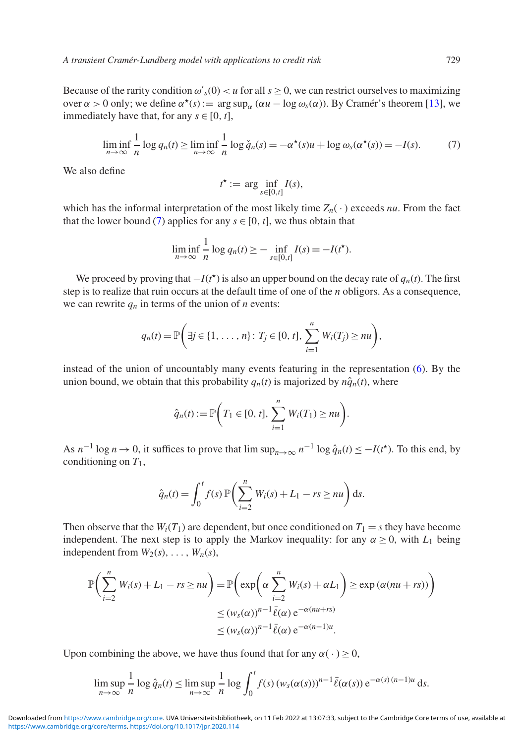Because of the rarity condition $\omega'_s(0) < u$ for all $s \geq 0$, we can restrict ourselves to maximizing over $\alpha > 0$ only; we define $\alpha^\star(s) := \arg\sup_\alpha (\alpha u - \log \omega_s(\alpha))$. By Cramér's theorem [13], we immediately have that, for any $s \in [0, t]$,

$$\liminf_{n\to\infty} \frac{1}{n} \log q_n(t) \geq \liminf_{n\to\infty} \frac{1}{n} \log \check{q}_n(s) = -\alpha^\star(s)u + \log \omega_s(\alpha^\star(s)) = -I(s). \tag{7}$$

We also define

$$t^\star := \arg \inf_{s\in[0,t]} I(s),$$

which has the informal interpretation of the most likely time $Z_n(\,\cdot\,)$ exceeds $nu$. From the fact that the lower bound (7) applies for any $s \in [0, t]$, we thus obtain that

$$\liminf_{n\to\infty} \frac{1}{n} \log q_n(t) \geq -\inf_{s\in[0,t]} I(s) = -I(t^\star).$$

We proceed by proving that $-I(t^\star)$ is also an upper bound on the decay rate of $q_n(t)$. The first step is to realize that ruin occurs at the default time of one of the $n$ obligors. As a consequence, we can rewrite $q_n$ in terms of the union of $n$ events:

$$q_n(t) = \mathbb{P}\left(\exists j \in \{1, \ldots, n\} \colon T_j \in [0, t], \sum_{i=1}^n W_i(T_j) \geq nu\right),$$

instead of the union of uncountably many events featuring in the representation (6). By the union bound, we obtain that this probability $q_n(t)$ is majorized by $n\hat{q}_n(t)$, where

$$\hat{q}_n(t) := \mathbb{P}\left(T_1 \in [0, t], \sum_{i=1}^n W_i(T_1) \geq nu\right).$$

As $n^{-1}\log n \to 0$, it suffices to prove that $\limsup_{n\to\infty} n^{-1} \log \hat{q}_n(t) \leq -I(t^\star)$. To this end, by conditioning on $T_1$,

$$\hat{q}_n(t) = \int_0^t f(s)\, \mathbb{P}\left(\sum_{i=2}^n W_i(s) + L_1 - rs \geq nu\right) \mathrm{d}s.$$

Then observe that the $W_i(T_1)$ are dependent, but once conditioned on $T_1 = s$ they have become independent. The next step is to apply the Markov inequality: for any $\alpha \geq 0$, with $L_1$ being independent from $W_2(s), \ldots, W_n(s)$,

$$\begin{aligned}
\mathbb{P}\left(\sum_{i=2}^n W_i(s) + L_1 - rs \geq nu\right) &= \mathbb{P}\left(\exp\left(\alpha \sum_{i=2}^n W_i(s) + \alpha L_1\right) \geq \exp\left(\alpha(nu + rs)\right)\right) \\
&\leq (w_s(\alpha))^{n-1}\, \bar{\ell}(\alpha)\, \mathrm{e}^{-\alpha(nu+rs)} \\
&\leq (w_s(\alpha))^{n-1}\, \bar{\ell}(\alpha)\, \mathrm{e}^{-\alpha(n-1)u}.
\end{aligned}$$

Upon combining the above, we have thus found that for any $\alpha(\,\cdot\,) \geq 0$,

$$\limsup_{n\to\infty} \frac{1}{n} \log \hat{q}_n(t) \leq \limsup_{n\to\infty} \frac{1}{n} \log \int_0^t f(s)\,(w_s(\alpha(s)))^{n-1}\, \bar{\ell}(\alpha(s))\, \mathrm{e}^{-\alpha(s)\,(n-1)u}\, \mathrm{d}s.$$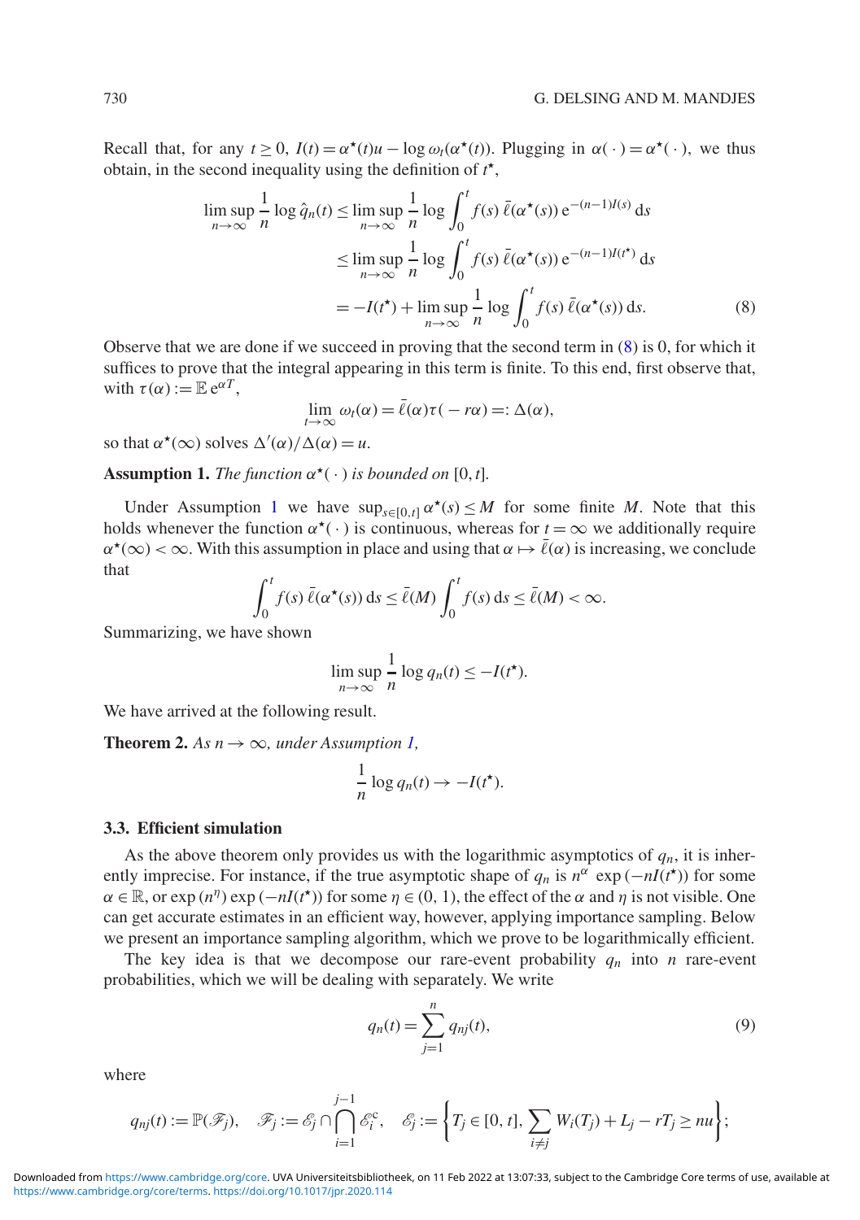Recall that, for any $t \geq 0$, $I(t) = \alpha^\star(t)u - \log \omega_t(\alpha^\star(t))$. Plugging in $\alpha(\,\cdot\,) = \alpha^\star(\,\cdot\,)$, we thus obtain, in the second inequality using the definition of $t^\star$,

$$
\begin{aligned}
\limsup_{n\to\infty} \frac{1}{n} \log \hat{q}_n(t) &\leq \limsup_{n\to\infty} \frac{1}{n} \log \int_0^t f(s)\, \bar{\ell}(\alpha^\star(s))\, \mathrm{e}^{-(n-1)I(s)}\, \mathrm{d}s \\
&\leq \limsup_{n\to\infty} \frac{1}{n} \log \int_0^t f(s)\, \bar{\ell}(\alpha^\star(s))\, \mathrm{e}^{-(n-1)I(t^\star)}\, \mathrm{d}s \\
&= -I(t^\star) + \limsup_{n\to\infty} \frac{1}{n} \log \int_0^t f(s)\, \bar{\ell}(\alpha^\star(s))\, \mathrm{d}s. \qquad (8)
\end{aligned}
$$

Observe that we are done if we succeed in proving that the second term in (8) is 0, for which it suffices to prove that the integral appearing in this term is finite. To this end, first observe that, with $\tau(\alpha) := \mathbb{E}\, \mathrm{e}^{\alpha T}$,

$$
\lim_{t\to\infty} \omega_t(\alpha) = \bar{\ell}(\alpha)\tau(-r\alpha) =: \Delta(\alpha),
$$

so that $\alpha^\star(\infty)$ solves $\Delta'(\alpha)/\Delta(\alpha) = u$.

**Assumption 1.** *The function $\alpha^\star(\,\cdot\,)$ is bounded on $[0, t]$.*

Under Assumption 1 we have $\sup_{s\in[0,t]} \alpha^\star(s) \leq M$ for some finite $M$. Note that this holds whenever the function $\alpha^\star(\,\cdot\,)$ is continuous, whereas for $t = \infty$ we additionally require $\alpha^\star(\infty) < \infty$. With this assumption in place and using that $\alpha \mapsto \bar{\ell}(\alpha)$ is increasing, we conclude that

$$
\int_0^t f(s)\, \bar{\ell}(\alpha^\star(s))\, \mathrm{d}s \leq \bar{\ell}(M) \int_0^t f(s)\, \mathrm{d}s \leq \bar{\ell}(M) < \infty.
$$

Summarizing, we have shown

$$
\limsup_{n\to\infty} \frac{1}{n} \log q_n(t) \leq -I(t^\star).
$$

We have arrived at the following result.

**Theorem 2.** *As $n \to \infty$, under Assumption 1,*

$$
\frac{1}{n} \log q_n(t) \to -I(t^\star).
$$

### 3.3. Efficient simulation

As the above theorem only provides us with the logarithmic asymptotics of $q_n$, it is inherently imprecise. For instance, if the true asymptotic shape of $q_n$ is $n^\alpha \exp(-nI(t^\star))$ for some $\alpha \in \mathbb{R}$, or $\exp(n^\eta)\exp(-nI(t^\star))$ for some $\eta \in (0, 1)$, the effect of the $\alpha$ and $\eta$ is not visible. One can get accurate estimates in an efficient way, however, applying importance sampling. Below we present an importance sampling algorithm, which we prove to be logarithmically efficient.

The key idea is that we decompose our rare-event probability $q_n$ into $n$ rare-event probabilities, which we will be dealing with separately. We write

$$
q_n(t) = \sum_{j=1}^n q_{nj}(t), \qquad (9)
$$

where

$$
q_{nj}(t) := \mathbb{P}(\mathscr{F}_j), \quad \mathscr{F}_j := \mathscr{E}_j \cap \bigcap_{i=1}^{j-1} \mathscr{E}_i^{\mathrm{c}}, \quad \mathscr{E}_j := \left\{ T_j \in [0, t], \sum_{i\neq j} W_i(T_j) + L_j - rT_j \geq nu \right\};
$$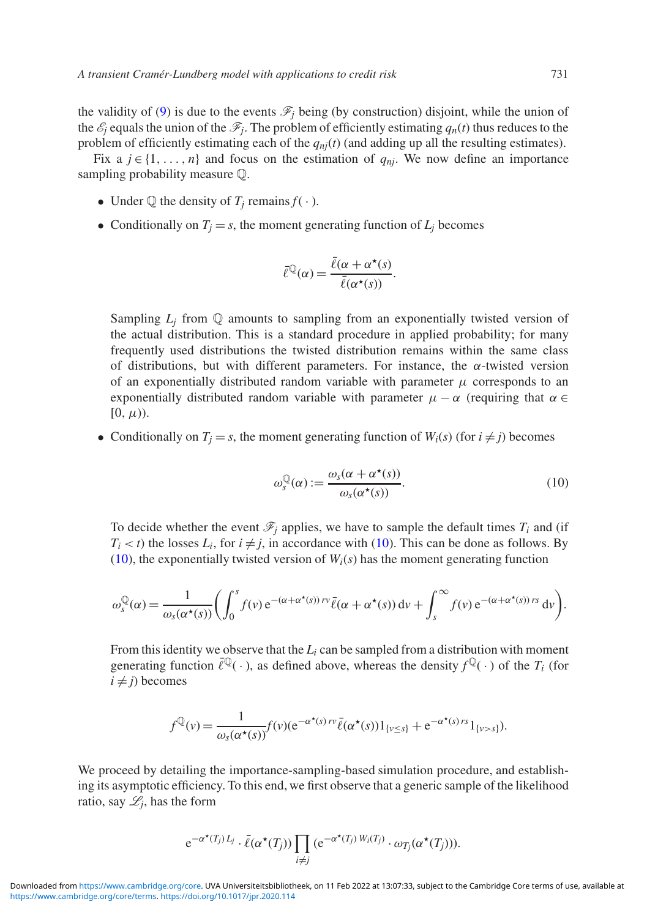the validity of (9) is due to the events $\mathscr{F}_j$ being (by construction) disjoint, while the union of the $\mathscr{E}_j$ equals the union of the $\mathscr{F}_j$. The problem of efficiently estimating $q_n(t)$ thus reduces to the problem of efficiently estimating each of the $q_{nj}(t)$ (and adding up all the resulting estimates).

Fix a $j \in \{1, \ldots, n\}$ and focus on the estimation of $q_{nj}$. We now define an importance sampling probability measure $\mathbb{Q}$.

- Under $\mathbb{Q}$ the density of $T_j$ remains $f(\,\cdot\,)$.
- Conditionally on $T_j = s$, the moment generating function of $L_j$ becomes

$$\bar{\ell}^{\mathbb{Q}}(\alpha) = \frac{\bar{\ell}(\alpha + \alpha^\star(s))}{\bar{\ell}(\alpha^\star(s))}.$$

  Sampling $L_j$ from $\mathbb{Q}$ amounts to sampling from an exponentially twisted version of the actual distribution. This is a standard procedure in applied probability; for many frequently used distributions the twisted distribution remains within the same class of distributions, but with different parameters. For instance, the $\alpha$-twisted version of an exponentially distributed random variable with parameter $\mu$ corresponds to an exponentially distributed random variable with parameter $\mu - \alpha$ (requiring that $\alpha \in [0, \mu)$).

- Conditionally on $T_j = s$, the moment generating function of $W_i(s)$ (for $i \neq j$) becomes

$$\omega_s^{\mathbb{Q}}(\alpha) := \frac{\omega_s(\alpha + \alpha^\star(s))}{\omega_s(\alpha^\star(s))}. \tag{10}$$

  To decide whether the event $\mathscr{F}_j$ applies, we have to sample the default times $T_i$ and (if $T_i < t$) the losses $L_i$, for $i \neq j$, in accordance with (10). This can be done as follows. By (10), the exponentially twisted version of $W_i(s)$ has the moment generating function

$$\omega_s^{\mathbb{Q}}(\alpha) = \frac{1}{\omega_s(\alpha^\star(s))}\left(\int_0^s f(v)\,\mathrm{e}^{-(\alpha+\alpha^\star(s))\,rv}\,\bar{\ell}(\alpha + \alpha^\star(s))\,\mathrm{d}v + \int_s^\infty f(v)\,\mathrm{e}^{-(\alpha+\alpha^\star(s))\,rs}\,\mathrm{d}v\right).$$

  From this identity we observe that the $L_i$ can be sampled from a distribution with moment generating function $\bar{\ell}^{\mathbb{Q}}(\,\cdot\,)$, as defined above, whereas the density $f^{\mathbb{Q}}(\,\cdot\,)$ of the $T_i$ (for $i \neq j$) becomes

$$f^{\mathbb{Q}}(v) = \frac{1}{\omega_s(\alpha^\star(s))} f(v)(\mathrm{e}^{-\alpha^\star(s)\,rv}\,\bar{\ell}(\alpha^\star(s))1_{\{v \leq s\}} + \mathrm{e}^{-\alpha^\star(s)\,rs}1_{\{v > s\}}).$$

We proceed by detailing the importance-sampling-based simulation procedure, and establishing its asymptotic efficiency. To this end, we first observe that a generic sample of the likelihood ratio, say $\mathscr{L}_j$, has the form

$$\mathrm{e}^{-\alpha^\star(T_j)\,L_j} \cdot \bar{\ell}(\alpha^\star(T_j)) \prod_{i \neq j} (\mathrm{e}^{-\alpha^\star(T_j)\,W_i(T_j)} \cdot \omega_{T_j}(\alpha^\star(T_j))).$$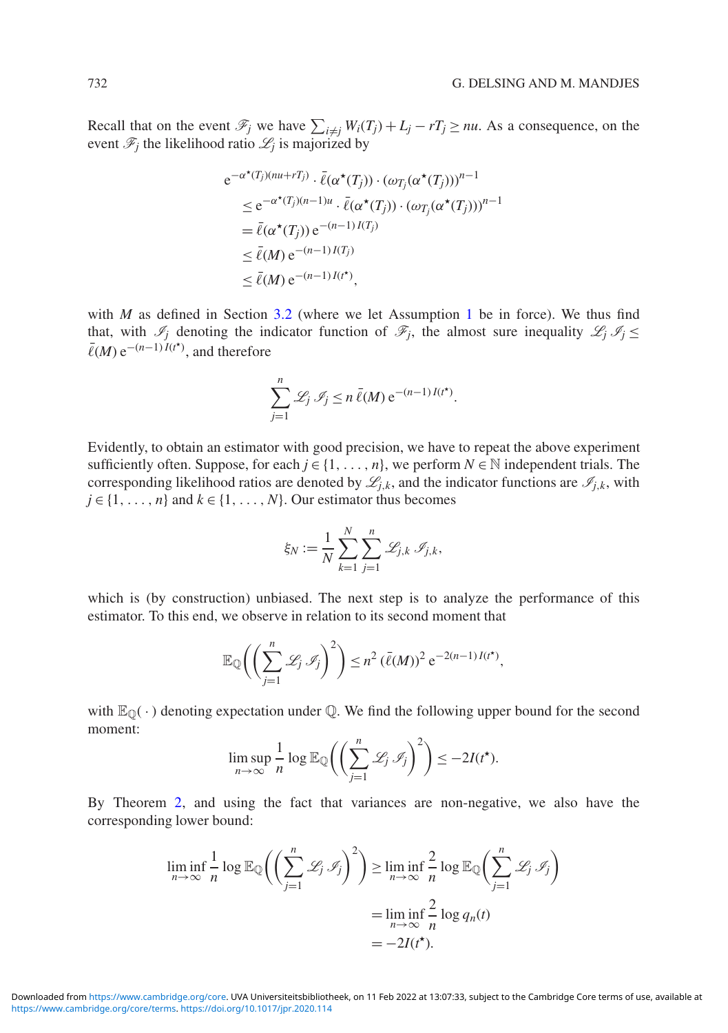Recall that on the event $\mathscr{F}_j$ we have $\sum_{i\neq j} W_i(T_j) + L_j - rT_j \geq nu$. As a consequence, on the event $\mathscr{F}_j$ the likelihood ratio $\mathscr{L}_j$ is majorized by

$$
\begin{aligned}
&\mathrm{e}^{-\alpha^\star(T_j)(nu+rT_j)} \cdot \bar{\ell}(\alpha^\star(T_j)) \cdot (\omega_{T_j}(\alpha^\star(T_j)))^{n-1} \\
&\quad \leq \mathrm{e}^{-\alpha^\star(T_j)(n-1)u} \cdot \bar{\ell}(\alpha^\star(T_j)) \cdot (\omega_{T_j}(\alpha^\star(T_j)))^{n-1} \\
&\quad = \bar{\ell}(\alpha^\star(T_j))\, \mathrm{e}^{-(n-1)\, I(T_j)} \\
&\quad \leq \bar{\ell}(M)\, \mathrm{e}^{-(n-1)\, I(T_j)} \\
&\quad \leq \bar{\ell}(M)\, \mathrm{e}^{-(n-1)\, I(t^\star)},
\end{aligned}
$$

with $M$ as defined in Section 3.2 (where we let Assumption 1 be in force). We thus find that, with $\mathscr{I}_j$ denoting the indicator function of $\mathscr{F}_j$, the almost sure inequality $\mathscr{L}_j\, \mathscr{I}_j \leq \bar{\ell}(M)\, \mathrm{e}^{-(n-1)\, I(t^\star)}$, and therefore

$$
\sum_{j=1}^{n} \mathscr{L}_j\, \mathscr{I}_j \leq n\, \bar{\ell}(M)\, \mathrm{e}^{-(n-1)\, I(t^\star)}.
$$

Evidently, to obtain an estimator with good precision, we have to repeat the above experiment sufficiently often. Suppose, for each $j \in \{1, \ldots, n\}$, we perform $N \in \mathbb{N}$ independent trials. The corresponding likelihood ratios are denoted by $\mathscr{L}_{j,k}$, and the indicator functions are $\mathscr{I}_{j,k}$, with $j \in \{1, \ldots, n\}$ and $k \in \{1, \ldots, N\}$. Our estimator thus becomes

$$
\xi_N := \frac{1}{N} \sum_{k=1}^{N} \sum_{j=1}^{n} \mathscr{L}_{j,k}\, \mathscr{I}_{j,k},
$$

which is (by construction) unbiased. The next step is to analyze the performance of this estimator. To this end, we observe in relation to its second moment that

$$
\mathbb{E}_{\mathbb{Q}}\left( \left( \sum_{j=1}^{n} \mathscr{L}_j\, \mathscr{I}_j \right)^2 \right) \leq n^2\, (\bar{\ell}(M))^2\, \mathrm{e}^{-2(n-1)\, I(t^\star)},
$$

with $\mathbb{E}_{\mathbb{Q}}(\,\cdot\,)$ denoting expectation under $\mathbb{Q}$. We find the following upper bound for the second moment:

$$
\limsup_{n\to\infty} \frac{1}{n} \log \mathbb{E}_{\mathbb{Q}}\left( \left( \sum_{j=1}^{n} \mathscr{L}_j\, \mathscr{I}_j \right)^2 \right) \leq -2I(t^\star).
$$

By Theorem 2, and using the fact that variances are non-negative, we also have the corresponding lower bound:

$$
\begin{aligned}
\liminf_{n\to\infty} \frac{1}{n} \log \mathbb{E}_{\mathbb{Q}}\left( \left( \sum_{j=1}^{n} \mathscr{L}_j\, \mathscr{I}_j \right)^2 \right) &\geq \liminf_{n\to\infty} \frac{2}{n} \log \mathbb{E}_{\mathbb{Q}}\left( \sum_{j=1}^{n} \mathscr{L}_j\, \mathscr{I}_j \right) \\
&= \liminf_{n\to\infty} \frac{2}{n} \log q_n(t) \\
&= -2I(t^\star).
\end{aligned}
$$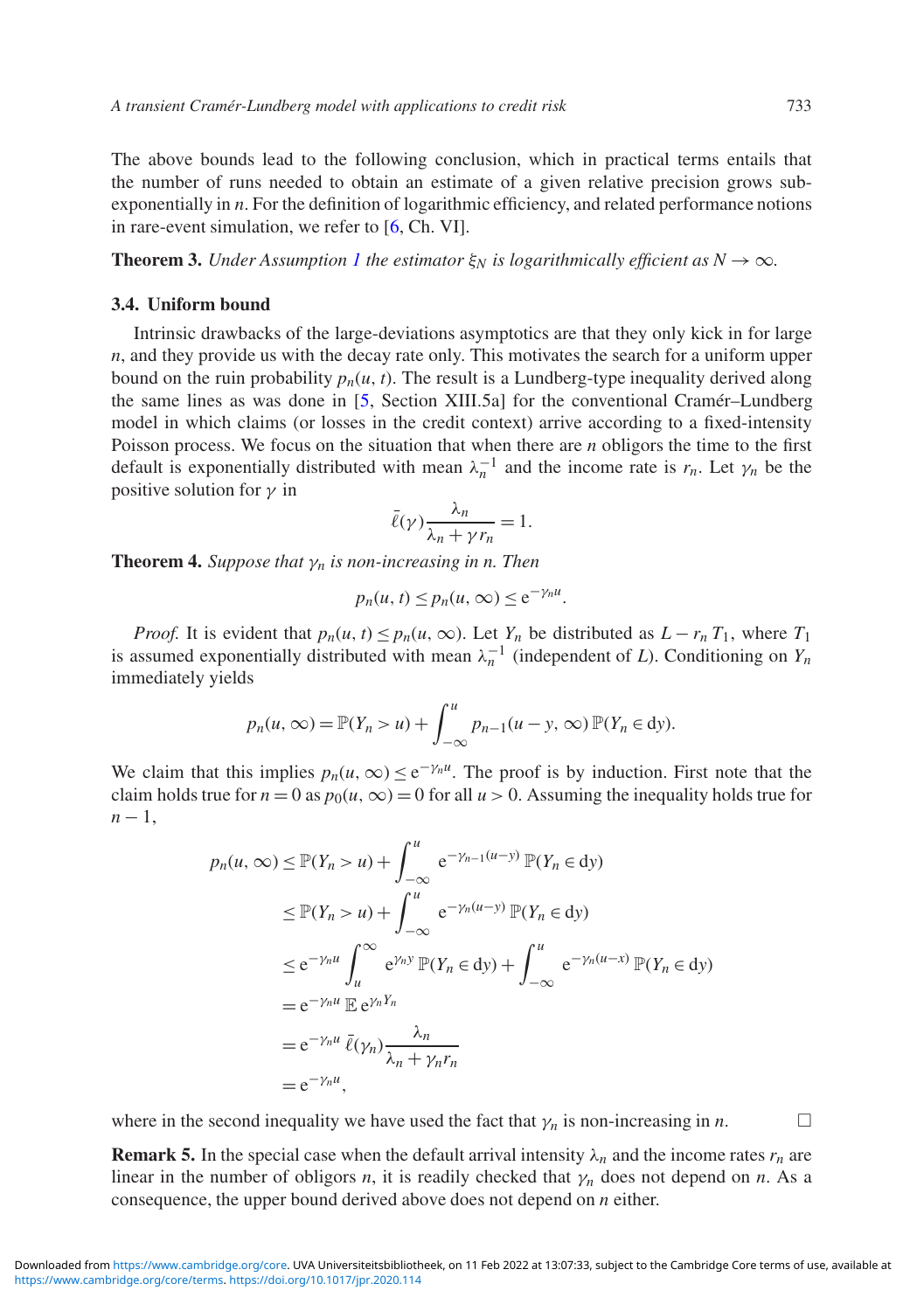The above bounds lead to the following conclusion, which in practical terms entails that the number of runs needed to obtain an estimate of a given relative precision grows subexponentially in $n$. For the definition of logarithmic efficiency, and related performance notions in rare-event simulation, we refer to [6, Ch. VI].

**Theorem 3.** *Under Assumption 1 the estimator $\xi_N$ is logarithmically efficient as $N \to \infty$.*

### 3.4. Uniform bound

Intrinsic drawbacks of the large-deviations asymptotics are that they only kick in for large $n$, and they provide us with the decay rate only. This motivates the search for a uniform upper bound on the ruin probability $p_n(u, t)$. The result is a Lundberg-type inequality derived along the same lines as was done in [5, Section XIII.5a] for the conventional Cramér–Lundberg model in which claims (or losses in the credit context) arrive according to a fixed-intensity Poisson process. We focus on the situation that when there are $n$ obligors the time to the first default is exponentially distributed with mean $\lambda_n^{-1}$ and the income rate is $r_n$. Let $\gamma_n$ be the positive solution for $\gamma$ in

$$\bar{\ell}(\gamma)\frac{\lambda_n}{\lambda_n + \gamma r_n} = 1.$$

**Theorem 4.** *Suppose that $\gamma_n$ is non-increasing in $n$. Then*

$$p_n(u, t) \le p_n(u, \infty) \le \mathrm{e}^{-\gamma_n u}.$$

*Proof.* It is evident that $p_n(u, t) \le p_n(u, \infty)$. Let $Y_n$ be distributed as $L - r_n T_1$, where $T_1$ is assumed exponentially distributed with mean $\lambda_n^{-1}$ (independent of $L$). Conditioning on $Y_n$ immediately yields

$$p_n(u, \infty) = \mathbb{P}(Y_n > u) + \int_{-\infty}^{u} p_{n-1}(u - y, \infty)\, \mathbb{P}(Y_n \in \mathrm{d}y).$$

We claim that this implies $p_n(u, \infty) \le \mathrm{e}^{-\gamma_n u}$. The proof is by induction. First note that the claim holds true for $n = 0$ as $p_0(u, \infty) = 0$ for all $u > 0$. Assuming the inequality holds true for $n - 1$,

$$\begin{aligned}
p_n(u, \infty) &\le \mathbb{P}(Y_n > u) + \int_{-\infty}^{u} \mathrm{e}^{-\gamma_{n-1}(u-y)}\, \mathbb{P}(Y_n \in \mathrm{d}y) \\
&\le \mathbb{P}(Y_n > u) + \int_{-\infty}^{u} \mathrm{e}^{-\gamma_n(u-y)}\, \mathbb{P}(Y_n \in \mathrm{d}y) \\
&\le \mathrm{e}^{-\gamma_n u} \int_{u}^{\infty} \mathrm{e}^{\gamma_n y}\, \mathbb{P}(Y_n \in \mathrm{d}y) + \int_{-\infty}^{u} \mathrm{e}^{-\gamma_n(u-x)}\, \mathbb{P}(Y_n \in \mathrm{d}y) \\
&= \mathrm{e}^{-\gamma_n u}\, \mathbb{E}\, \mathrm{e}^{\gamma_n Y_n} \\
&= \mathrm{e}^{-\gamma_n u}\, \bar{\ell}(\gamma_n)\frac{\lambda_n}{\lambda_n + \gamma_n r_n} \\
&= \mathrm{e}^{-\gamma_n u},
\end{aligned}$$

where in the second inequality we have used the fact that $\gamma_n$ is non-increasing in $n$. $\square$

**Remark 5.** In the special case when the default arrival intensity $\lambda_n$ and the income rates $r_n$ are linear in the number of obligors $n$, it is readily checked that $\gamma_n$ does not depend on $n$. As a consequence, the upper bound derived above does not depend on $n$ either.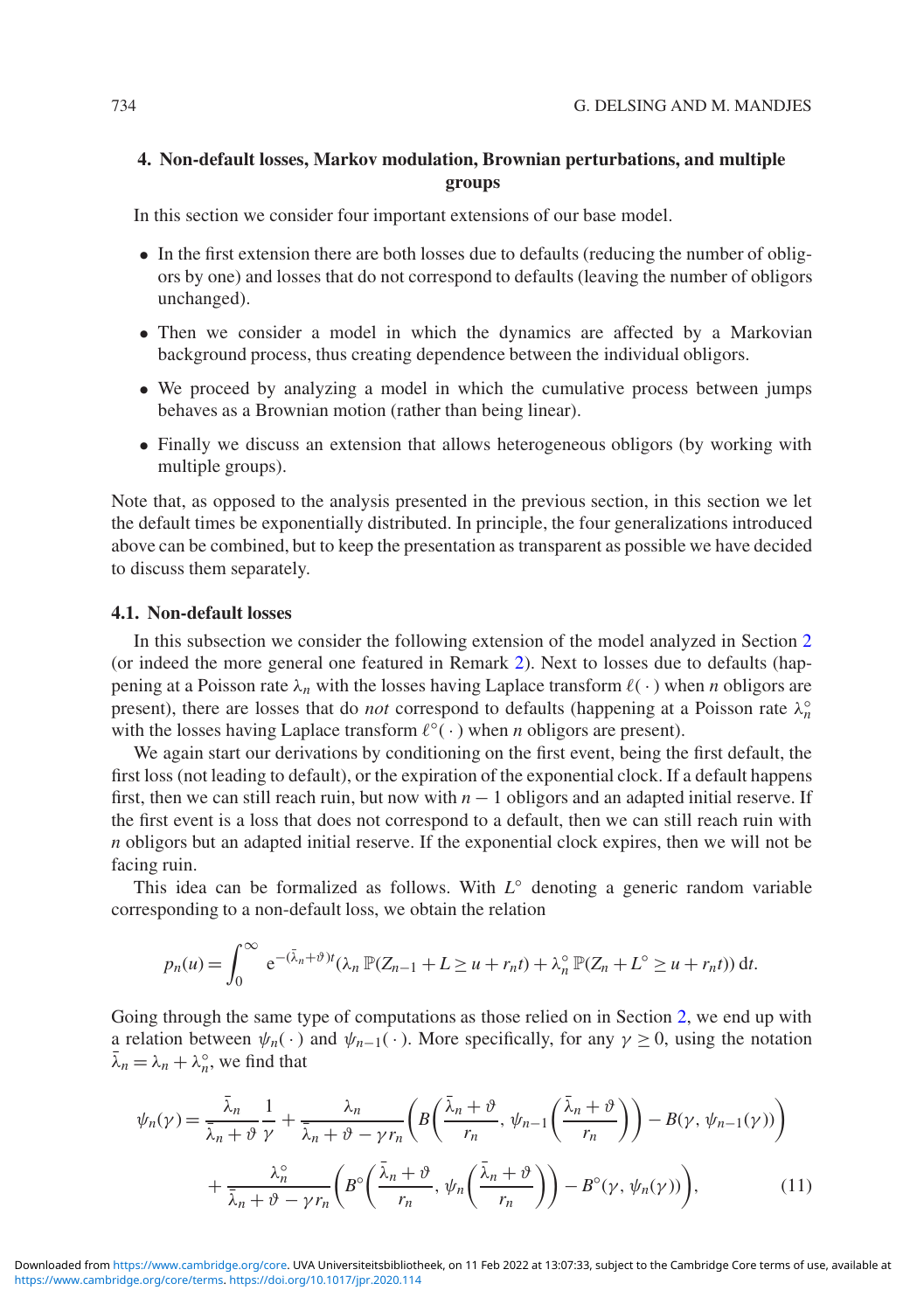## 4. Non-default losses, Markov modulation, Brownian perturbations, and multiple groups

In this section we consider four important extensions of our base model.

- In the first extension there are both losses due to defaults (reducing the number of obligors by one) and losses that do not correspond to defaults (leaving the number of obligors unchanged).
- Then we consider a model in which the dynamics are affected by a Markovian background process, thus creating dependence between the individual obligors.
- We proceed by analyzing a model in which the cumulative process between jumps behaves as a Brownian motion (rather than being linear).
- Finally we discuss an extension that allows heterogeneous obligors (by working with multiple groups).

Note that, as opposed to the analysis presented in the previous section, in this section we let the default times be exponentially distributed. In principle, the four generalizations introduced above can be combined, but to keep the presentation as transparent as possible we have decided to discuss them separately.

### 4.1. Non-default losses

In this subsection we consider the following extension of the model analyzed in Section 2 (or indeed the more general one featured in Remark 2). Next to losses due to defaults (happening at a Poisson rate $\lambda_n$ with the losses having Laplace transform $\ell(\cdot)$ when $n$ obligors are present), there are losses that do *not* correspond to defaults (happening at a Poisson rate $\lambda_n^\circ$ with the losses having Laplace transform $\ell^\circ(\cdot)$ when $n$ obligors are present).

We again start our derivations by conditioning on the first event, being the first default, the first loss (not leading to default), or the expiration of the exponential clock. If a default happens first, then we can still reach ruin, but now with $n-1$ obligors and an adapted initial reserve. If the first event is a loss that does not correspond to a default, then we can still reach ruin with $n$ obligors but an adapted initial reserve. If the exponential clock expires, then we will not be facing ruin.

This idea can be formalized as follows. With $L^\circ$ denoting a generic random variable corresponding to a non-default loss, we obtain the relation

$$p_n(u) = \int_0^\infty \mathrm{e}^{-(\bar{\lambda}_n+\vartheta)t}(\lambda_n\,\mathbb{P}(Z_{n-1}+L \geq u + r_n t) + \lambda_n^\circ\,\mathbb{P}(Z_n + L^\circ \geq u + r_n t))\,\mathrm{d}t.$$

Going through the same type of computations as those relied on in Section 2, we end up with a relation between $\psi_n(\cdot)$ and $\psi_{n-1}(\cdot)$. More specifically, for any $\gamma \geq 0$, using the notation $\bar{\lambda}_n = \lambda_n + \lambda_n^\circ$, we find that

$$\psi_n(\gamma) = \frac{\bar{\lambda}_n}{\bar{\lambda}_n+\vartheta}\frac{1}{\gamma} + \frac{\lambda_n}{\bar{\lambda}_n+\vartheta-\gamma r_n}\bigg(B\bigg(\frac{\bar{\lambda}_n+\vartheta}{r_n}, \psi_{n-1}\bigg(\frac{\bar{\lambda}_n+\vartheta}{r_n}\bigg)\bigg) - B(\gamma, \psi_{n-1}(\gamma))\bigg)$$
$$+ \frac{\lambda_n^\circ}{\bar{\lambda}_n+\vartheta-\gamma r_n}\bigg(B^\circ\bigg(\frac{\bar{\lambda}_n+\vartheta}{r_n}, \psi_n\bigg(\frac{\bar{\lambda}_n+\vartheta}{r_n}\bigg)\bigg) - B^\circ(\gamma, \psi_n(\gamma))\bigg), \qquad (11)$$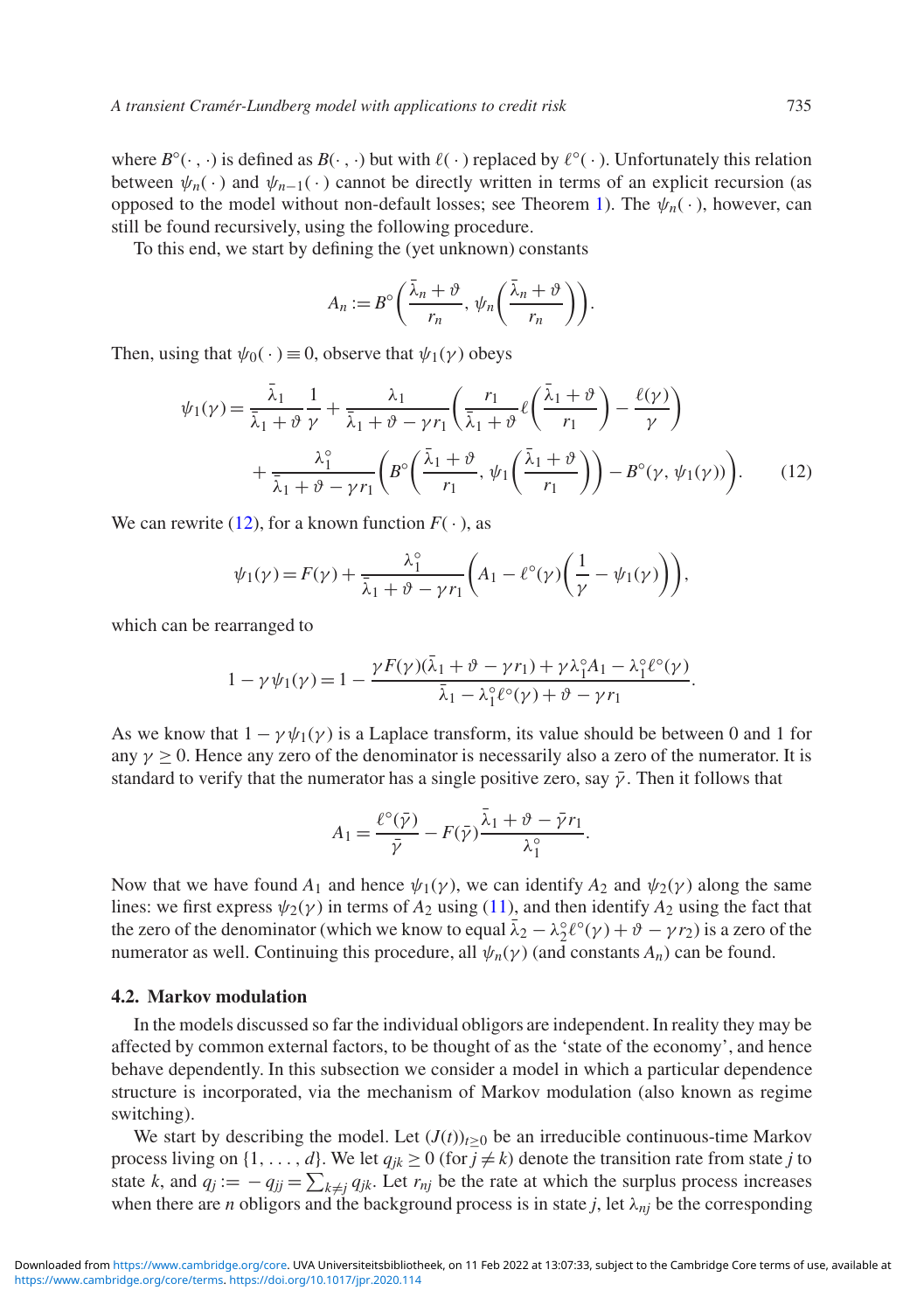where $B^\circ(\cdot\,,\cdot)$ is defined as $B(\cdot\,,\cdot)$ but with $\ell(\,\cdot\,)$ replaced by $\ell^\circ(\,\cdot\,)$. Unfortunately this relation between $\psi_n(\,\cdot\,)$ and $\psi_{n-1}(\,\cdot\,)$ cannot be directly written in terms of an explicit recursion (as opposed to the model without non-default losses; see Theorem 1). The $\psi_n(\,\cdot\,)$, however, can still be found recursively, using the following procedure.

To this end, we start by defining the (yet unknown) constants

$$A_n := B^\circ\left(\frac{\bar{\lambda}_n+\vartheta}{r_n},\, \psi_n\left(\frac{\bar{\lambda}_n+\vartheta}{r_n}\right)\right).$$

Then, using that $\psi_0(\,\cdot\,)\equiv 0$, observe that $\psi_1(\gamma)$ obeys

$$\begin{aligned}\psi_1(\gamma) &= \frac{\bar{\lambda}_1}{\bar{\lambda}_1+\vartheta}\frac{1}{\gamma} + \frac{\lambda_1}{\bar{\lambda}_1+\vartheta-\gamma r_1}\left(\frac{r_1}{\bar{\lambda}_1+\vartheta}\ell\left(\frac{\bar{\lambda}_1+\vartheta}{r_1}\right) - \frac{\ell(\gamma)}{\gamma}\right)\\ &\quad + \frac{\lambda_1^\circ}{\bar{\lambda}_1+\vartheta-\gamma r_1}\left(B^\circ\left(\frac{\bar{\lambda}_1+\vartheta}{r_1},\, \psi_1\left(\frac{\bar{\lambda}_1+\vartheta}{r_1}\right)\right) - B^\circ(\gamma,\psi_1(\gamma))\right). \qquad (12)\end{aligned}$$

We can rewrite (12), for a known function $F(\,\cdot\,)$, as

$$\psi_1(\gamma) = F(\gamma) + \frac{\lambda_1^\circ}{\bar{\lambda}_1+\vartheta-\gamma r_1}\left(A_1 - \ell^\circ(\gamma)\left(\frac{1}{\gamma}-\psi_1(\gamma)\right)\right),$$

which can be rearranged to

$$1-\gamma\psi_1(\gamma) = 1 - \frac{\gamma F(\gamma)(\bar{\lambda}_1+\vartheta-\gamma r_1) + \gamma\lambda_1^\circ A_1 - \lambda_1^\circ \ell^\circ(\gamma)}{\bar{\lambda}_1 - \lambda_1^\circ \ell^\circ(\gamma) + \vartheta - \gamma r_1}.$$

As we know that $1-\gamma\psi_1(\gamma)$ is a Laplace transform, its value should be between 0 and 1 for any $\gamma \geq 0$. Hence any zero of the denominator is necessarily also a zero of the numerator. It is standard to verify that the numerator has a single positive zero, say $\bar{\gamma}$. Then it follows that

$$A_1 = \frac{\ell^\circ(\bar{\gamma})}{\bar{\gamma}} - F(\bar{\gamma})\frac{\bar{\lambda}_1+\vartheta-\bar{\gamma}r_1}{\lambda_1^\circ}.$$

Now that we have found $A_1$ and hence $\psi_1(\gamma)$, we can identify $A_2$ and $\psi_2(\gamma)$ along the same lines: we first express $\psi_2(\gamma)$ in terms of $A_2$ using (11), and then identify $A_2$ using the fact that the zero of the denominator (which we know to equal $\bar{\lambda}_2 - \lambda_2^\circ \ell^\circ(\gamma) + \vartheta - \gamma r_2$) is a zero of the numerator as well. Continuing this procedure, all $\psi_n(\gamma)$ (and constants $A_n$) can be found.

### 4.2. Markov modulation

In the models discussed so far the individual obligors are independent. In reality they may be affected by common external factors, to be thought of as the 'state of the economy', and hence behave dependently. In this subsection we consider a model in which a particular dependence structure is incorporated, via the mechanism of Markov modulation (also known as regime switching).

We start by describing the model. Let $(J(t))_{t\geq 0}$ be an irreducible continuous-time Markov process living on $\{1, \ldots, d\}$. We let $q_{jk} \geq 0$ (for $j \neq k$) denote the transition rate from state $j$ to state $k$, and $q_j := -q_{jj} = \sum_{k\neq j} q_{jk}$. Let $r_{nj}$ be the rate at which the surplus process increases when there are $n$ obligors and the background process is in state $j$, let $\lambda_{nj}$ be the corresponding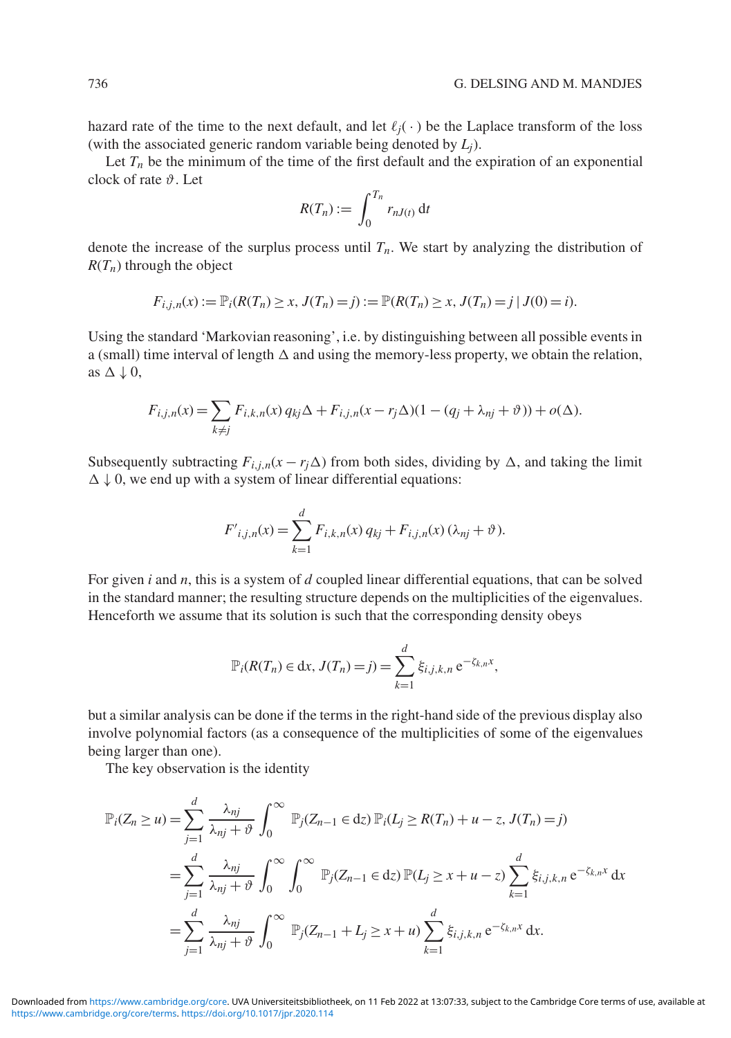hazard rate of the time to the next default, and let $\ell_j(\,\cdot\,)$ be the Laplace transform of the loss (with the associated generic random variable being denoted by $L_j$).

Let $T_n$ be the minimum of the time of the first default and the expiration of an exponential clock of rate $\vartheta$. Let

$$R(T_n) := \int_0^{T_n} r_{nJ(t)}\,\mathrm{d}t$$

denote the increase of the surplus process until $T_n$. We start by analyzing the distribution of $R(T_n)$ through the object

$$F_{i,j,n}(x) := \mathbb{P}_i(R(T_n) \geq x,\, J(T_n) = j) := \mathbb{P}(R(T_n) \geq x,\, J(T_n) = j \mid J(0) = i).$$

Using the standard 'Markovian reasoning', i.e. by distinguishing between all possible events in a (small) time interval of length $\Delta$ and using the memory-less property, we obtain the relation, as $\Delta \downarrow 0$,

$$F_{i,j,n}(x) = \sum_{k\neq j} F_{i,k,n}(x)\,q_{kj}\Delta + F_{i,j,n}(x - r_j\Delta)(1 - (q_j + \lambda_{nj} + \vartheta)) + o(\Delta).$$

Subsequently subtracting $F_{i,j,n}(x - r_j\Delta)$ from both sides, dividing by $\Delta$, and taking the limit $\Delta \downarrow 0$, we end up with a system of linear differential equations:

$$F'_{i,j,n}(x) = \sum_{k=1}^{d} F_{i,k,n}(x)\,q_{kj} + F_{i,j,n}(x)\,(\lambda_{nj} + \vartheta).$$

For given $i$ and $n$, this is a system of $d$ coupled linear differential equations, that can be solved in the standard manner; the resulting structure depends on the multiplicities of the eigenvalues. Henceforth we assume that its solution is such that the corresponding density obeys

$$\mathbb{P}_i(R(T_n) \in \mathrm{d}x,\, J(T_n) = j) = \sum_{k=1}^{d} \xi_{i,j,k,n}\,\mathrm{e}^{-\zeta_{k,n}x},$$

but a similar analysis can be done if the terms in the right-hand side of the previous display also involve polynomial factors (as a consequence of the multiplicities of some of the eigenvalues being larger than one).

The key observation is the identity

$$\begin{aligned}
\mathbb{P}_i(Z_n \geq u) &= \sum_{j=1}^{d} \frac{\lambda_{nj}}{\lambda_{nj} + \vartheta} \int_0^\infty \mathbb{P}_j(Z_{n-1} \in \mathrm{d}z)\,\mathbb{P}_i(L_j \geq R(T_n) + u - z,\, J(T_n) = j) \\
&= \sum_{j=1}^{d} \frac{\lambda_{nj}}{\lambda_{nj} + \vartheta} \int_0^\infty \int_0^\infty \mathbb{P}_j(Z_{n-1} \in \mathrm{d}z)\,\mathbb{P}(L_j \geq x + u - z) \sum_{k=1}^{d} \xi_{i,j,k,n}\,\mathrm{e}^{-\zeta_{k,n}x}\,\mathrm{d}x \\
&= \sum_{j=1}^{d} \frac{\lambda_{nj}}{\lambda_{nj} + \vartheta} \int_0^\infty \mathbb{P}_j(Z_{n-1} + L_j \geq x + u) \sum_{k=1}^{d} \xi_{i,j,k,n}\,\mathrm{e}^{-\zeta_{k,n}x}\,\mathrm{d}x.
\end{aligned}$$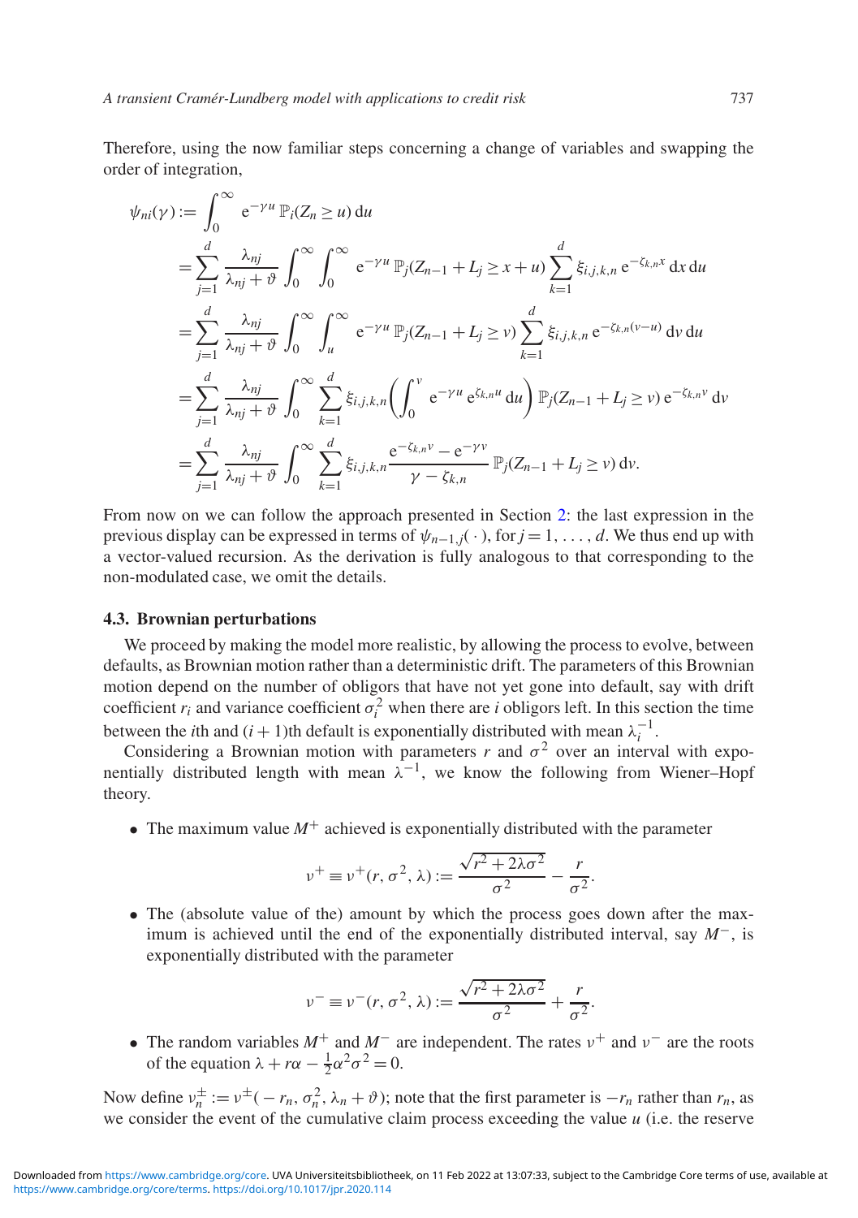Therefore, using the now familiar steps concerning a change of variables and swapping the order of integration,

$$
\begin{aligned}
\psi_{ni}(\gamma) &:= \int_0^\infty \mathrm{e}^{-\gamma u}\, \mathbb{P}_i(Z_n \geq u)\, \mathrm{d}u \\
&= \sum_{j=1}^d \frac{\lambda_{nj}}{\lambda_{nj}+\vartheta} \int_0^\infty \int_0^\infty \mathrm{e}^{-\gamma u}\, \mathbb{P}_j(Z_{n-1}+L_j \geq x+u) \sum_{k=1}^d \xi_{i,j,k,n}\, \mathrm{e}^{-\zeta_{k,n}x}\, \mathrm{d}x\, \mathrm{d}u \\
&= \sum_{j=1}^d \frac{\lambda_{nj}}{\lambda_{nj}+\vartheta} \int_0^\infty \int_u^\infty \mathrm{e}^{-\gamma u}\, \mathbb{P}_j(Z_{n-1}+L_j \geq v) \sum_{k=1}^d \xi_{i,j,k,n}\, \mathrm{e}^{-\zeta_{k,n}(v-u)}\, \mathrm{d}v\, \mathrm{d}u \\
&= \sum_{j=1}^d \frac{\lambda_{nj}}{\lambda_{nj}+\vartheta} \int_0^\infty \sum_{k=1}^d \xi_{i,j,k,n} \left( \int_0^v \mathrm{e}^{-\gamma u}\, \mathrm{e}^{\zeta_{k,n}u}\, \mathrm{d}u \right) \mathbb{P}_j(Z_{n-1}+L_j \geq v)\, \mathrm{e}^{-\zeta_{k,n}v}\, \mathrm{d}v \\
&= \sum_{j=1}^d \frac{\lambda_{nj}}{\lambda_{nj}+\vartheta} \int_0^\infty \sum_{k=1}^d \xi_{i,j,k,n} \frac{\mathrm{e}^{-\zeta_{k,n}v} - \mathrm{e}^{-\gamma v}}{\gamma - \zeta_{k,n}}\, \mathbb{P}_j(Z_{n-1}+L_j \geq v)\, \mathrm{d}v.
\end{aligned}
$$

From now on we can follow the approach presented in Section 2: the last expression in the previous display can be expressed in terms of $\psi_{n-1,j}(\,\cdot\,)$, for $j = 1, \ldots, d$. We thus end up with a vector-valued recursion. As the derivation is fully analogous to that corresponding to the non-modulated case, we omit the details.

### 4.3. Brownian perturbations

We proceed by making the model more realistic, by allowing the process to evolve, between defaults, as Brownian motion rather than a deterministic drift. The parameters of this Brownian motion depend on the number of obligors that have not yet gone into default, say with drift coefficient $r_i$ and variance coefficient $\sigma_i^2$ when there are $i$ obligors left. In this section the time between the $i$th and $(i+1)$th default is exponentially distributed with mean $\lambda_i^{-1}$.

Considering a Brownian motion with parameters $r$ and $\sigma^2$ over an interval with exponentially distributed length with mean $\lambda^{-1}$, we know the following from Wiener–Hopf theory.

- The maximum value $M^+$ achieved is exponentially distributed with the parameter
$$\nu^+ \equiv \nu^+(r, \sigma^2, \lambda) := \frac{\sqrt{r^2 + 2\lambda\sigma^2}}{\sigma^2} - \frac{r}{\sigma^2}.$$
- The (absolute value of the) amount by which the process goes down after the maximum is achieved until the end of the exponentially distributed interval, say $M^-$, is exponentially distributed with the parameter
$$\nu^- \equiv \nu^-(r, \sigma^2, \lambda) := \frac{\sqrt{r^2 + 2\lambda\sigma^2}}{\sigma^2} + \frac{r}{\sigma^2}.$$
- The random variables $M^+$ and $M^-$ are independent. The rates $\nu^+$ and $\nu^-$ are the roots of the equation $\lambda + r\alpha - \frac{1}{2}\alpha^2\sigma^2 = 0$.

Now define $\nu_n^\pm := \nu^\pm(-r_n, \sigma_n^2, \lambda_n + \vartheta)$; note that the first parameter is $-r_n$ rather than $r_n$, as we consider the event of the cumulative claim process exceeding the value $u$ (i.e. the reserve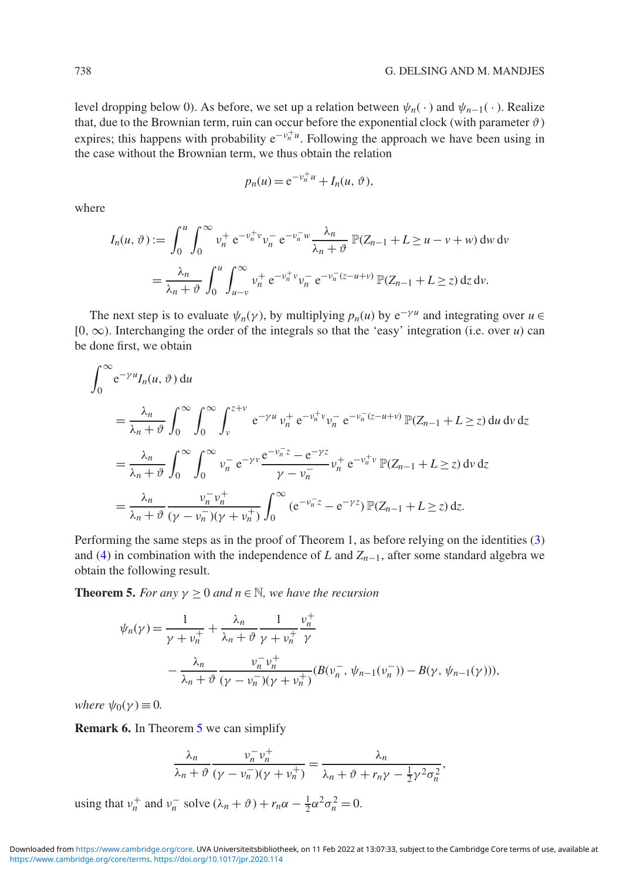level dropping below 0). As before, we set up a relation between $\psi_n(\,\cdot\,)$ and $\psi_{n-1}(\,\cdot\,)$. Realize that, due to the Brownian term, ruin can occur before the exponential clock (with parameter $\vartheta$) expires; this happens with probability $\mathrm{e}^{-\nu_n^+ u}$. Following the approach we have been using in the case without the Brownian term, we thus obtain the relation

$$p_n(u) = \mathrm{e}^{-\nu_n^+ u} + I_n(u, \vartheta),$$

where

$$\begin{aligned}
I_n(u, \vartheta) &:= \int_0^u \int_0^\infty \nu_n^+ \,\mathrm{e}^{-\nu_n^+ v} \nu_n^- \,\mathrm{e}^{-\nu_n^- w} \frac{\lambda_n}{\lambda_n + \vartheta} \,\mathbb{P}(Z_{n-1} + L \geq u - v + w) \,\mathrm{d}w \,\mathrm{d}v \\
&= \frac{\lambda_n}{\lambda_n + \vartheta} \int_0^u \int_{u-v}^\infty \nu_n^+ \,\mathrm{e}^{-\nu_n^+ v} \nu_n^- \,\mathrm{e}^{-\nu_n^- (z-u+v)} \,\mathbb{P}(Z_{n-1} + L \geq z) \,\mathrm{d}z \,\mathrm{d}v.
\end{aligned}$$

The next step is to evaluate $\psi_n(\gamma)$, by multiplying $p_n(u)$ by $\mathrm{e}^{-\gamma u}$ and integrating over $u \in [0, \infty)$. Interchanging the order of the integrals so that the 'easy' integration (i.e. over $u$) can be done first, we obtain

$$\begin{aligned}
&\int_0^\infty \mathrm{e}^{-\gamma u} I_n(u, \vartheta) \,\mathrm{d}u \\
&\quad = \frac{\lambda_n}{\lambda_n + \vartheta} \int_0^\infty \int_0^\infty \int_v^{z+v} \mathrm{e}^{-\gamma u} \,\nu_n^+ \,\mathrm{e}^{-\nu_n^+ v} \nu_n^- \,\mathrm{e}^{-\nu_n^- (z-u+v)} \,\mathbb{P}(Z_{n-1} + L \geq z) \,\mathrm{d}u \,\mathrm{d}v \,\mathrm{d}z \\
&\quad = \frac{\lambda_n}{\lambda_n + \vartheta} \int_0^\infty \int_0^\infty \nu_n^- \,\mathrm{e}^{-\gamma v} \frac{\mathrm{e}^{-\nu_n^- z} - \mathrm{e}^{-\gamma z}}{\gamma - \nu_n^-} \nu_n^+ \,\mathrm{e}^{-\nu_n^+ v} \,\mathbb{P}(Z_{n-1} + L \geq z) \,\mathrm{d}v \,\mathrm{d}z \\
&\quad = \frac{\lambda_n}{\lambda_n + \vartheta} \frac{\nu_n^- \nu_n^+}{(\gamma - \nu_n^-)(\gamma + \nu_n^+)} \int_0^\infty (\mathrm{e}^{-\nu_n^- z} - \mathrm{e}^{-\gamma z}) \,\mathbb{P}(Z_{n-1} + L \geq z) \,\mathrm{d}z.
\end{aligned}$$

Performing the same steps as in the proof of Theorem 1, as before relying on the identities (3) and (4) in combination with the independence of $L$ and $Z_{n-1}$, after some standard algebra we obtain the following result.

**Theorem 5.** *For any $\gamma \geq 0$ and $n \in \mathbb{N}$, we have the recursion*

$$\begin{aligned}
\psi_n(\gamma) &= \frac{1}{\gamma + \nu_n^+} + \frac{\lambda_n}{\lambda_n + \vartheta} \frac{1}{\gamma + \nu_n^+} \frac{\nu_n^+}{\gamma} \\
&\quad - \frac{\lambda_n}{\lambda_n + \vartheta} \frac{\nu_n^- \nu_n^+}{(\gamma - \nu_n^-)(\gamma + \nu_n^+)} (B(\nu_n^-, \psi_{n-1}(\nu_n^-)) - B(\gamma, \psi_{n-1}(\gamma))),
\end{aligned}$$

*where $\psi_0(\gamma) \equiv 0$.*

**Remark 6.** In Theorem 5 we can simplify

$$\frac{\lambda_n}{\lambda_n + \vartheta} \frac{\nu_n^- \nu_n^+}{(\gamma - \nu_n^-)(\gamma + \nu_n^+)} = \frac{\lambda_n}{\lambda_n + \vartheta + r_n \gamma - \frac{1}{2}\gamma^2 \sigma_n^2},$$

using that $\nu_n^+$ and $\nu_n^-$ solve $(\lambda_n + \vartheta) + r_n \alpha - \frac{1}{2}\alpha^2 \sigma_n^2 = 0$.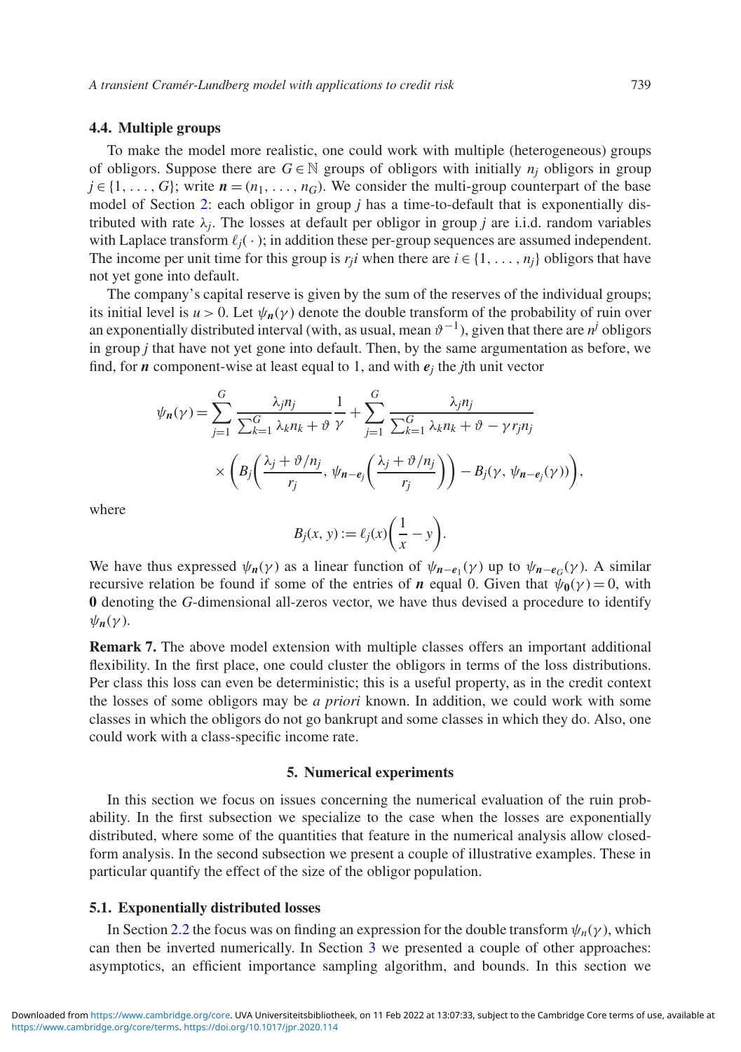### 4.4. Multiple groups

To make the model more realistic, one could work with multiple (heterogeneous) groups of obligors. Suppose there are $G \in \mathbb{N}$ groups of obligors with initially $n_j$ obligors in group $j \in \{1, \ldots, G\}$; write $\boldsymbol{n} = (n_1, \ldots, n_G)$. We consider the multi-group counterpart of the base model of Section 2: each obligor in group $j$ has a time-to-default that is exponentially distributed with rate $\lambda_j$. The losses at default per obligor in group $j$ are i.i.d. random variables with Laplace transform $\ell_j(\cdot)$; in addition these per-group sequences are assumed independent. The income per unit time for this group is $r_j i$ when there are $i \in \{1, \ldots, n_j\}$ obligors that have not yet gone into default.

The company's capital reserve is given by the sum of the reserves of the individual groups; its initial level is $u > 0$. Let $\psi_{\boldsymbol{n}}(\gamma)$ denote the double transform of the probability of ruin over an exponentially distributed interval (with, as usual, mean $\vartheta^{-1}$), given that there are $n^j$ obligors in group $j$ that have not yet gone into default. Then, by the same argumentation as before, we find, for $\boldsymbol{n}$ component-wise at least equal to 1, and with $\boldsymbol{e}_j$ the $j$th unit vector

$$
\psi_{\boldsymbol{n}}(\gamma) = \sum_{j=1}^{G} \frac{\lambda_j n_j}{\sum_{k=1}^{G} \lambda_k n_k + \vartheta} \frac{1}{\gamma} + \sum_{j=1}^{G} \frac{\lambda_j n_j}{\sum_{k=1}^{G} \lambda_k n_k + \vartheta - \gamma r_j n_j} \times \left( B_j\left( \frac{\lambda_j + \vartheta/n_j}{r_j}, \psi_{\boldsymbol{n}-\boldsymbol{e}_j}\left( \frac{\lambda_j + \vartheta/n_j}{r_j} \right) \right) - B_j(\gamma, \psi_{\boldsymbol{n}-\boldsymbol{e}_j}(\gamma)) \right),
$$

where

$$
B_j(x, y) := \ell_j(x) \left( \frac{1}{x} - y \right).
$$

We have thus expressed $\psi_{\boldsymbol{n}}(\gamma)$ as a linear function of $\psi_{\boldsymbol{n}-\boldsymbol{e}_1}(\gamma)$ up to $\psi_{\boldsymbol{n}-\boldsymbol{e}_G}(\gamma)$. A similar recursive relation be found if some of the entries of $\boldsymbol{n}$ equal 0. Given that $\psi_{\boldsymbol{0}}(\gamma) = 0$, with $\boldsymbol{0}$ denoting the $G$-dimensional all-zeros vector, we have thus devised a procedure to identify $\psi_{\boldsymbol{n}}(\gamma)$.

**Remark 7.** The above model extension with multiple classes offers an important additional flexibility. In the first place, one could cluster the obligors in terms of the loss distributions. Per class this loss can even be deterministic; this is a useful property, as in the credit context the losses of some obligors may be *a priori* known. In addition, we could work with some classes in which the obligors do not go bankrupt and some classes in which they do. Also, one could work with a class-specific income rate.

## 5. Numerical experiments

In this section we focus on issues concerning the numerical evaluation of the ruin probability. In the first subsection we specialize to the case when the losses are exponentially distributed, where some of the quantities that feature in the numerical analysis allow closed-form analysis. In the second subsection we present a couple of illustrative examples. These in particular quantify the effect of the size of the obligor population.

### 5.1. Exponentially distributed losses

In Section 2.2 the focus was on finding an expression for the double transform $\psi_n(\gamma)$, which can then be inverted numerically. In Section 3 we presented a couple of other approaches: asymptotics, an efficient importance sampling algorithm, and bounds. In this section we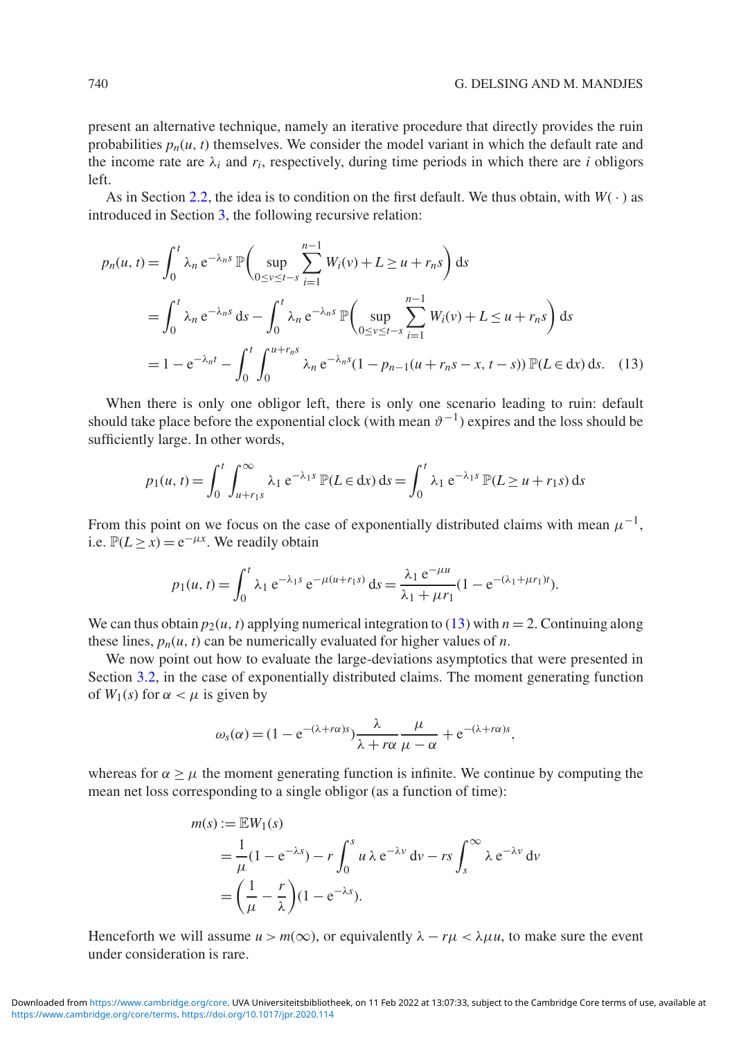present an alternative technique, namely an iterative procedure that directly provides the ruin probabilities $p_n(u, t)$ themselves. We consider the model variant in which the default rate and the income rate are $\lambda_i$ and $r_i$, respectively, during time periods in which there are $i$ obligors left.

As in Section 2.2, the idea is to condition on the first default. We thus obtain, with $W(\cdot)$ as introduced in Section 3, the following recursive relation:

$$
\begin{aligned}
p_n(u, t) &= \int_0^t \lambda_n \, \mathrm{e}^{-\lambda_n s} \, \mathbb{P}\bigg( \sup_{0 \le v \le t-s} \sum_{i=1}^{n-1} W_i(v) + L \ge u + r_n s \bigg) \, \mathrm{d}s \\
&= \int_0^t \lambda_n \, \mathrm{e}^{-\lambda_n s} \, \mathrm{d}s - \int_0^t \lambda_n \, \mathrm{e}^{-\lambda_n s} \, \mathbb{P}\bigg( \sup_{0 \le v \le t-s} \sum_{i=1}^{n-1} W_i(v) + L \le u + r_n s \bigg) \, \mathrm{d}s \\
&= 1 - \mathrm{e}^{-\lambda_n t} - \int_0^t \int_0^{u + r_n s} \lambda_n \, \mathrm{e}^{-\lambda_n s} (1 - p_{n-1}(u + r_n s - x, t - s)) \, \mathbb{P}(L \in \mathrm{d}x) \, \mathrm{d}s. \quad (13)
\end{aligned}
$$

When there is only one obligor left, there is only one scenario leading to ruin: default should take place before the exponential clock (with mean $\vartheta^{-1}$) expires and the loss should be sufficiently large. In other words,

$$
p_1(u, t) = \int_0^t \int_{u + r_1 s}^{\infty} \lambda_1 \, \mathrm{e}^{-\lambda_1 s} \, \mathbb{P}(L \in \mathrm{d}x) \, \mathrm{d}s = \int_0^t \lambda_1 \, \mathrm{e}^{-\lambda_1 s} \, \mathbb{P}(L \ge u + r_1 s) \, \mathrm{d}s
$$

From this point on we focus on the case of exponentially distributed claims with mean $\mu^{-1}$, i.e. $\mathbb{P}(L \ge x) = \mathrm{e}^{-\mu x}$. We readily obtain

$$
p_1(u, t) = \int_0^t \lambda_1 \, \mathrm{e}^{-\lambda_1 s} \, \mathrm{e}^{-\mu(u + r_1 s)} \, \mathrm{d}s = \frac{\lambda_1 \, \mathrm{e}^{-\mu u}}{\lambda_1 + \mu r_1} (1 - \mathrm{e}^{-(\lambda_1 + \mu r_1) t}).
$$

We can thus obtain $p_2(u, t)$ applying numerical integration to (13) with $n = 2$. Continuing along these lines, $p_n(u, t)$ can be numerically evaluated for higher values of $n$.

We now point out how to evaluate the large-deviations asymptotics that were presented in Section 3.2, in the case of exponentially distributed claims. The moment generating function of $W_1(s)$ for $\alpha < \mu$ is given by

$$
\omega_s(\alpha) = (1 - \mathrm{e}^{-(\lambda + r\alpha)s}) \frac{\lambda}{\lambda + r\alpha} \frac{\mu}{\mu - \alpha} + \mathrm{e}^{-(\lambda + r\alpha)s},
$$

whereas for $\alpha \ge \mu$ the moment generating function is infinite. We continue by computing the mean net loss corresponding to a single obligor (as a function of time):

$$
\begin{aligned}
m(s) &:= \mathbb{E} W_1(s) \\
&= \frac{1}{\mu} (1 - \mathrm{e}^{-\lambda s}) - r \int_0^s u \, \lambda \, \mathrm{e}^{-\lambda v} \, \mathrm{d}v - rs \int_s^{\infty} \lambda \, \mathrm{e}^{-\lambda v} \, \mathrm{d}v \\
&= \left( \frac{1}{\mu} - \frac{r}{\lambda} \right) (1 - \mathrm{e}^{-\lambda s}).
\end{aligned}
$$

Henceforth we will assume $u > m(\infty)$, or equivalently $\lambda - r\mu < \lambda \mu u$, to make sure the event under consideration is rare.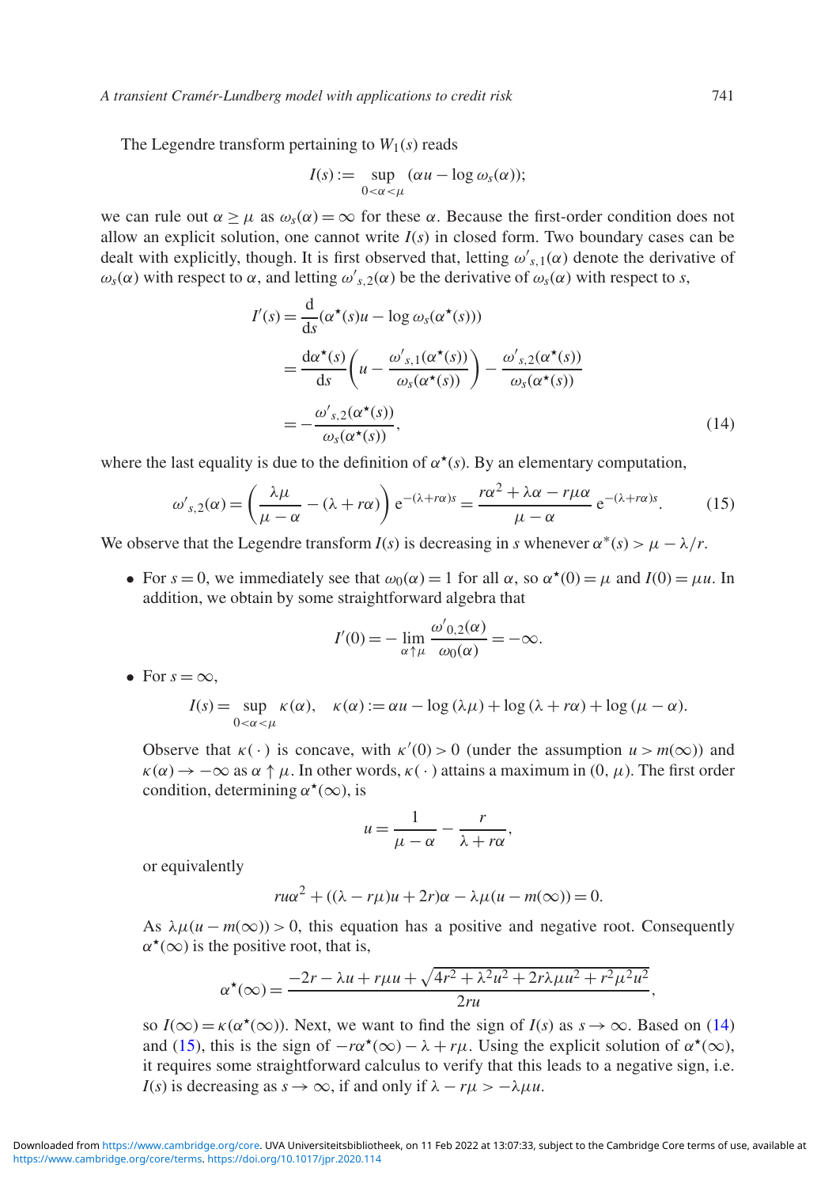The Legendre transform pertaining to $W_1(s)$ reads

$$I(s) := \sup_{0<\alpha<\mu} (\alpha u - \log \omega_s(\alpha));$$

we can rule out $\alpha \geq \mu$ as $\omega_s(\alpha) = \infty$ for these $\alpha$. Because the first-order condition does not allow an explicit solution, one cannot write $I(s)$ in closed form. Two boundary cases can be dealt with explicitly, though. It is first observed that, letting $\omega'_{s,1}(\alpha)$ denote the derivative of $\omega_s(\alpha)$ with respect to $\alpha$, and letting $\omega'_{s,2}(\alpha)$ be the derivative of $\omega_s(\alpha)$ with respect to $s$,

$$\begin{aligned}
I'(s) &= \frac{\mathrm{d}}{\mathrm{d}s}(\alpha^\star(s)u - \log \omega_s(\alpha^\star(s))) \\
&= \frac{\mathrm{d}\alpha^\star(s)}{\mathrm{d}s}\left(u - \frac{\omega'_{s,1}(\alpha^\star(s))}{\omega_s(\alpha^\star(s))}\right) - \frac{\omega'_{s,2}(\alpha^\star(s))}{\omega_s(\alpha^\star(s))} \\
&= -\frac{\omega'_{s,2}(\alpha^\star(s))}{\omega_s(\alpha^\star(s))},
\end{aligned} \tag{14}$$

where the last equality is due to the definition of $\alpha^\star(s)$. By an elementary computation,

$$\omega'_{s,2}(\alpha) = \left(\frac{\lambda\mu}{\mu-\alpha} - (\lambda + r\alpha)\right) \mathrm{e}^{-(\lambda+r\alpha)s} = \frac{r\alpha^2 + \lambda\alpha - r\mu\alpha}{\mu - \alpha}\, \mathrm{e}^{-(\lambda+r\alpha)s}. \tag{15}$$

We observe that the Legendre transform $I(s)$ is decreasing in $s$ whenever $\alpha^*(s) > \mu - \lambda/r$.

- For $s = 0$, we immediately see that $\omega_0(\alpha) = 1$ for all $\alpha$, so $\alpha^\star(0) = \mu$ and $I(0) = \mu u$. In addition, we obtain by some straightforward algebra that

$$I'(0) = -\lim_{\alpha \uparrow \mu} \frac{\omega'_{0,2}(\alpha)}{\omega_0(\alpha)} = -\infty.$$

- For $s = \infty$,

$$I(s) = \sup_{0<\alpha<\mu} \kappa(\alpha), \quad \kappa(\alpha) := \alpha u - \log(\lambda\mu) + \log(\lambda + r\alpha) + \log(\mu - \alpha).$$

Observe that $\kappa(\cdot)$ is concave, with $\kappa'(0) > 0$ (under the assumption $u > m(\infty)$) and $\kappa(\alpha) \to -\infty$ as $\alpha \uparrow \mu$. In other words, $\kappa(\cdot)$ attains a maximum in $(0, \mu)$. The first order condition, determining $\alpha^\star(\infty)$, is

$$u = \frac{1}{\mu - \alpha} - \frac{r}{\lambda + r\alpha},$$

or equivalently

$$ru\alpha^2 + ((\lambda - r\mu)u + 2r)\alpha - \lambda\mu(u - m(\infty)) = 0.$$

As $\lambda\mu(u - m(\infty)) > 0$, this equation has a positive and negative root. Consequently $\alpha^\star(\infty)$ is the positive root, that is,

$$\alpha^\star(\infty) = \frac{-2r - \lambda u + r\mu u + \sqrt{4r^2 + \lambda^2 u^2 + 2r\lambda\mu u^2 + r^2\mu^2 u^2}}{2ru},$$

so $I(\infty) = \kappa(\alpha^\star(\infty))$. Next, we want to find the sign of $I(s)$ as $s \to \infty$. Based on (14) and (15), this is the sign of $-r\alpha^\star(\infty) - \lambda + r\mu$. Using the explicit solution of $\alpha^\star(\infty)$, it requires some straightforward calculus to verify that this leads to a negative sign, i.e. $I(s)$ is decreasing as $s \to \infty$, if and only if $\lambda - r\mu > -\lambda\mu u$.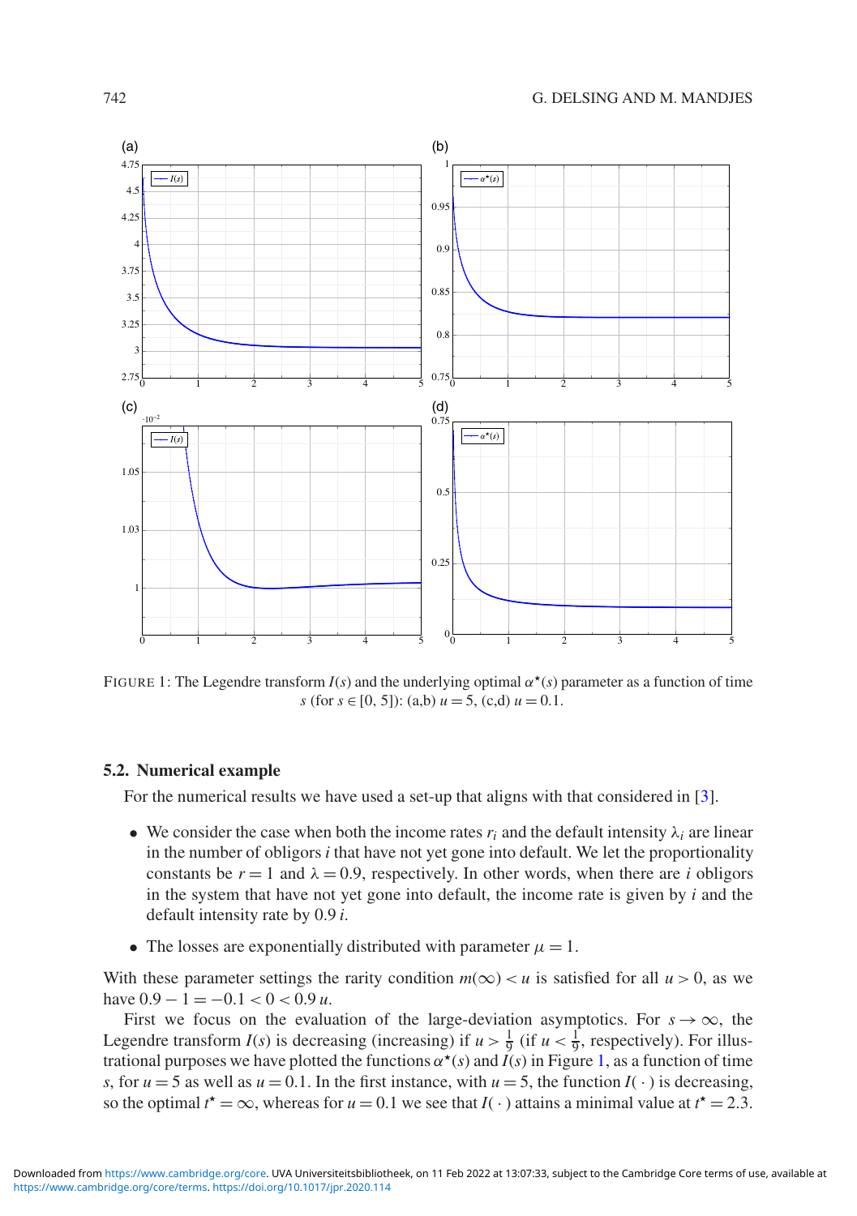FIGURE 1: The Legendre transform $I(s)$ and the underlying optimal $\alpha^\star(s)$ parameter as a function of time $s$ (for $s \in [0, 5]$): (a,b) $u = 5$, (c,d) $u = 0.1$.

### 5.2. Numerical example

For the numerical results we have used a set-up that aligns with that considered in [3].

- We consider the case when both the income rates $r_i$ and the default intensity $\lambda_i$ are linear in the number of obligors $i$ that have not yet gone into default. We let the proportionality constants be $r = 1$ and $\lambda = 0.9$, respectively. In other words, when there are $i$ obligors in the system that have not yet gone into default, the income rate is given by $i$ and the default intensity rate by $0.9\,i$.
- The losses are exponentially distributed with parameter $\mu = 1$.

With these parameter settings the rarity condition $m(\infty) < u$ is satisfied for all $u > 0$, as we have $0.9 - 1 = -0.1 < 0 < 0.9\,u$.

First we focus on the evaluation of the large-deviation asymptotics. For $s \to \infty$, the Legendre transform $I(s)$ is decreasing (increasing) if $u > \frac{1}{9}$ (if $u < \frac{1}{9}$, respectively). For illustrational purposes we have plotted the functions $\alpha^\star(s)$ and $I(s)$ in Figure 1, as a function of time $s$, for $u = 5$ as well as $u = 0.1$. In the first instance, with $u = 5$, the function $I(\,\cdot\,)$ is decreasing, so the optimal $t^\star = \infty$, whereas for $u = 0.1$ we see that $I(\,\cdot\,)$ attains a minimal value at $t^\star = 2.3$.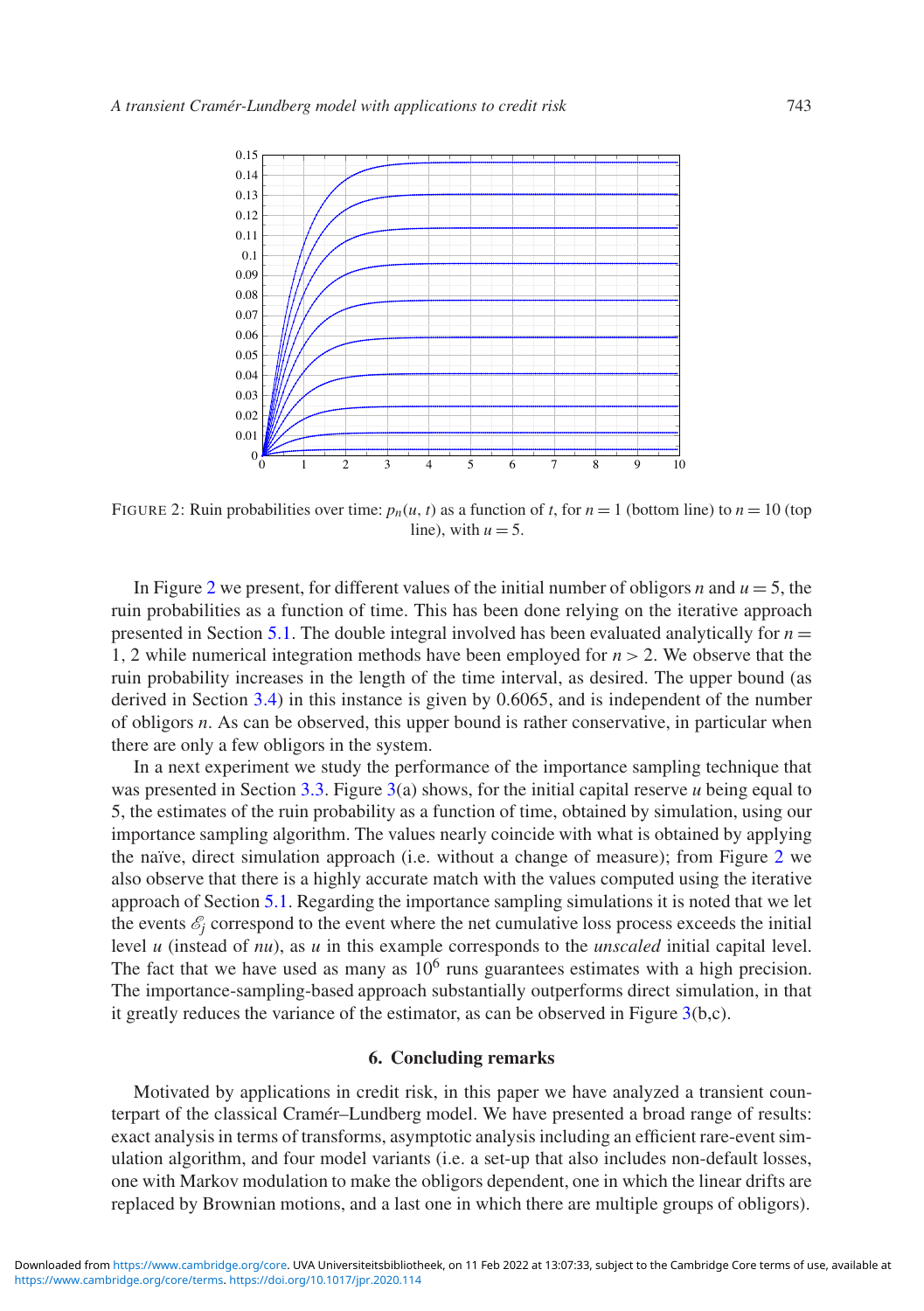FIGURE 2: Ruin probabilities over time: $p_n(u, t)$ as a function of $t$, for $n = 1$ (bottom line) to $n = 10$ (top line), with $u = 5$.

In Figure 2 we present, for different values of the initial number of obligors $n$ and $u = 5$, the ruin probabilities as a function of time. This has been done relying on the iterative approach presented in Section 5.1. The double integral involved has been evaluated analytically for $n = 1, 2$ while numerical integration methods have been employed for $n > 2$. We observe that the ruin probability increases in the length of the time interval, as desired. The upper bound (as derived in Section 3.4) in this instance is given by 0.6065, and is independent of the number of obligors $n$. As can be observed, this upper bound is rather conservative, in particular when there are only a few obligors in the system.

In a next experiment we study the performance of the importance sampling technique that was presented in Section 3.3. Figure 3(a) shows, for the initial capital reserve $u$ being equal to 5, the estimates of the ruin probability as a function of time, obtained by simulation, using our importance sampling algorithm. The values nearly coincide with what is obtained by applying the naïve, direct simulation approach (i.e. without a change of measure); from Figure 2 we also observe that there is a highly accurate match with the values computed using the iterative approach of Section 5.1. Regarding the importance sampling simulations it is noted that we let the events $\mathscr{E}_j$ correspond to the event where the net cumulative loss process exceeds the initial level $u$ (instead of $nu$), as $u$ in this example corresponds to the *unscaled* initial capital level. The fact that we have used as many as $10^6$ runs guarantees estimates with a high precision. The importance-sampling-based approach substantially outperforms direct simulation, in that it greatly reduces the variance of the estimator, as can be observed in Figure 3(b,c).

## 6. Concluding remarks

Motivated by applications in credit risk, in this paper we have analyzed a transient counterpart of the classical Cramér–Lundberg model. We have presented a broad range of results: exact analysis in terms of transforms, asymptotic analysis including an efficient rare-event simulation algorithm, and four model variants (i.e. a set-up that also includes non-default losses, one with Markov modulation to make the obligors dependent, one in which the linear drifts are replaced by Brownian motions, and a last one in which there are multiple groups of obligors).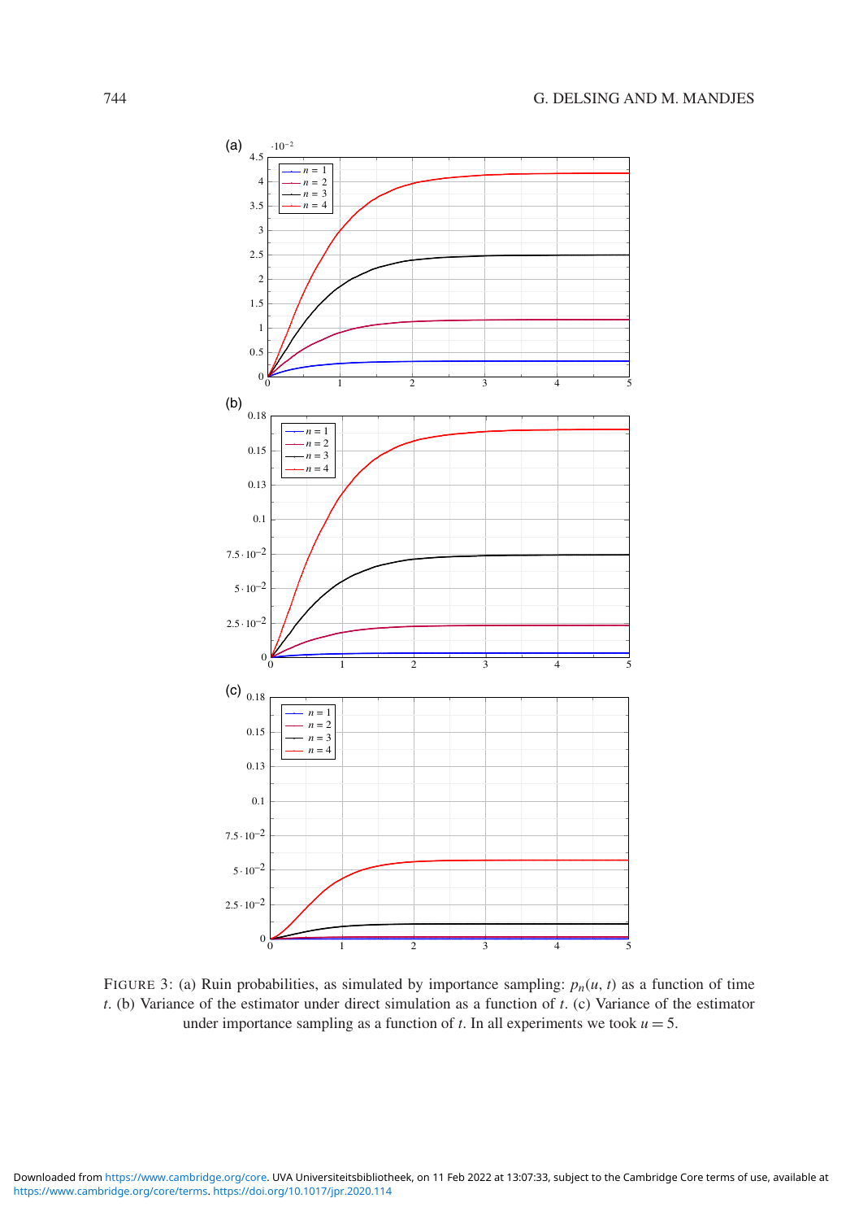FIGURE 3: (a) Ruin probabilities, as simulated by importance sampling: $p_n(u, t)$ as a function of time $t$. (b) Variance of the estimator under direct simulation as a function of $t$. (c) Variance of the estimator under importance sampling as a function of $t$. In all experiments we took $u = 5$.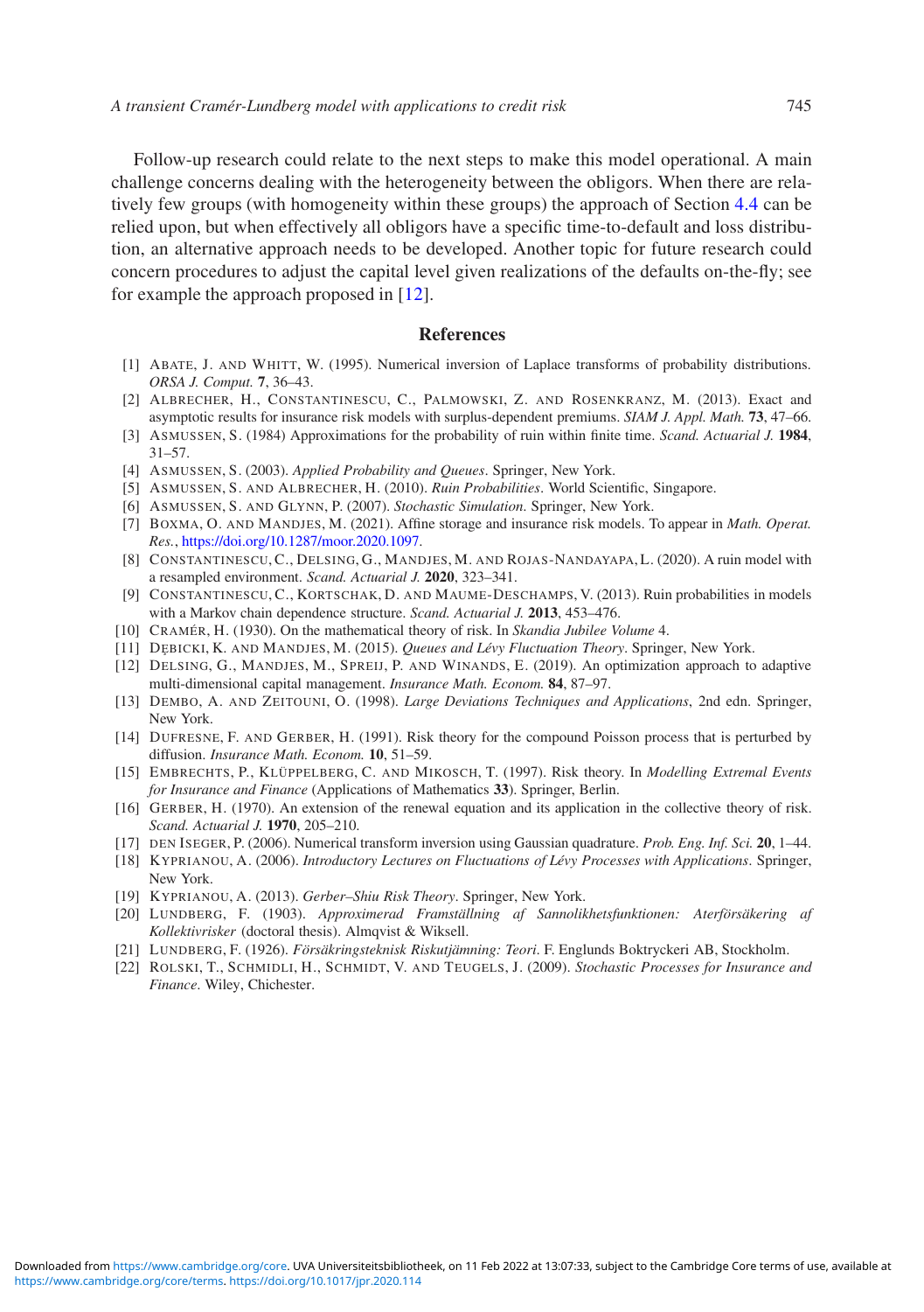Follow-up research could relate to the next steps to make this model operational. A main challenge concerns dealing with the heterogeneity between the obligors. When there are relatively few groups (with homogeneity within these groups) the approach of Section 4.4 can be relied upon, but when effectively all obligors have a specific time-to-default and loss distribution, an alternative approach needs to be developed. Another topic for future research could concern procedures to adjust the capital level given realizations of the defaults on-the-fly; see for example the approach proposed in [12].

## References

[1] Abate, J. and Whitt, W. (1995). Numerical inversion of Laplace transforms of probability distributions. *ORSA J. Comput.* **7**, 36–43.

[2] Albrecher, H., Constantinescu, C., Palmowski, Z. and Rosenkranz, M. (2013). Exact and asymptotic results for insurance risk models with surplus-dependent premiums. *SIAM J. Appl. Math.* **73**, 47–66.

[3] Asmussen, S. (1984) Approximations for the probability of ruin within finite time. *Scand. Actuarial J.* **1984**, 31–57.

[4] Asmussen, S. (2003). *Applied Probability and Queues*. Springer, New York.

[5] Asmussen, S. and Albrecher, H. (2010). *Ruin Probabilities*. World Scientific, Singapore.

[6] Asmussen, S. and Glynn, P. (2007). *Stochastic Simulation*. Springer, New York.

[7] Boxma, O. and Mandjes, M. (2021). Affine storage and insurance risk models. To appear in *Math. Operat. Res.*, https://doi.org/10.1287/moor.2020.1097.

[8] Constantinescu, C., Delsing, G., Mandjes, M. and Rojas-Nandayapa, L. (2020). A ruin model with a resampled environment. *Scand. Actuarial J.* **2020**, 323–341.

[9] Constantinescu, C., Kortschak, D. and Maume-Deschamps, V. (2013). Ruin probabilities in models with a Markov chain dependence structure. *Scand. Actuarial J.* **2013**, 453–476.

[10] Cramér, H. (1930). On the mathematical theory of risk. In *Skandia Jubilee Volume* 4.

[11] Dębicki, K. and Mandjes, M. (2015). *Queues and Lévy Fluctuation Theory*. Springer, New York.

[12] Delsing, G., Mandjes, M., Spreij, P. and Winands, E. (2019). An optimization approach to adaptive multi-dimensional capital management. *Insurance Math. Econom.* **84**, 87–97.

[13] Dembo, A. and Zeitouni, O. (1998). *Large Deviations Techniques and Applications*, 2nd edn. Springer, New York.

[14] Dufresne, F. and Gerber, H. (1991). Risk theory for the compound Poisson process that is perturbed by diffusion. *Insurance Math. Econom.* **10**, 51–59.

[15] Embrechts, P., Klüppelberg, C. and Mikosch, T. (1997). Risk theory. In *Modelling Extremal Events for Insurance and Finance* (Applications of Mathematics **33**). Springer, Berlin.

[16] Gerber, H. (1970). An extension of the renewal equation and its application in the collective theory of risk. *Scand. Actuarial J.* **1970**, 205–210.

[17] den Iseger, P. (2006). Numerical transform inversion using Gaussian quadrature. *Prob. Eng. Inf. Sci.* **20**, 1–44.

[18] Kyprianou, A. (2006). *Introductory Lectures on Fluctuations of Lévy Processes with Applications*. Springer, New York.

[19] Kyprianou, A. (2013). *Gerber–Shiu Risk Theory*. Springer, New York.

[20] Lundberg, F. (1903). *Approximerad Framställning af Sannolikhetsfunktionen: Aterförsäkering af Kollektivrisker* (doctoral thesis). Almqvist & Wiksell.

[21] Lundberg, F. (1926). *Försäkringsteknisk Riskutjämning: Teori*. F. Englunds Boktryckeri AB, Stockholm.

[22] Rolski, T., Schmidli, H., Schmidt, V. and Teugels, J. (2009). *Stochastic Processes for Insurance and Finance*. Wiley, Chichester.